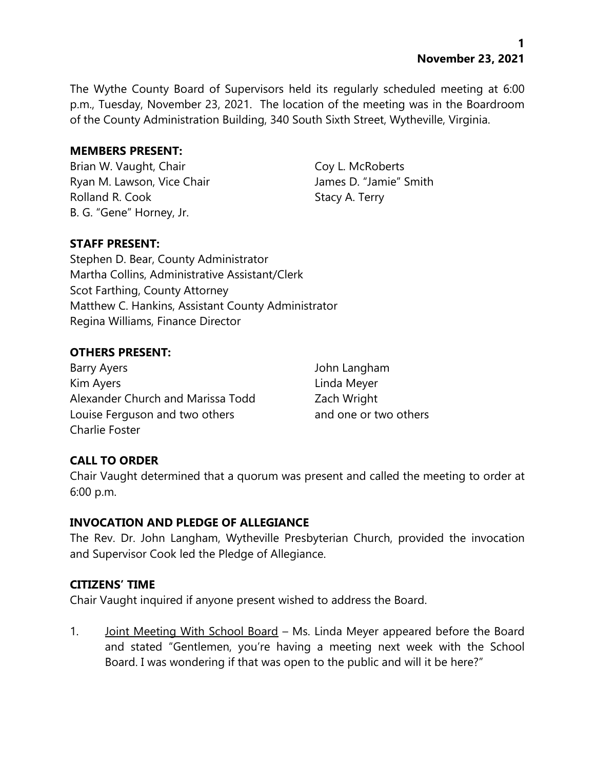The Wythe County Board of Supervisors held its regularly scheduled meeting at 6:00 p.m., Tuesday, November 23, 2021. The location of the meeting was in the Boardroom of the County Administration Building, 340 South Sixth Street, Wytheville, Virginia.

**MEMBERS PRESENT:**

Brian W. Vaught, Chair
Ryan M. Lawson, Vice Chair
Rolland R. Cook
B. G. "Gene" Horney, Jr.
Coy L. McRoberts
James D. "Jamie" Smith
Stacy A. Terry

**STAFF PRESENT:**

Stephen D. Bear, County Administrator
Martha Collins, Administrative Assistant/Clerk
Scot Farthing, County Attorney
Matthew C. Hankins, Assistant County Administrator
Regina Williams, Finance Director

**OTHERS PRESENT:**

Barry Ayers
Kim Ayers
Alexander Church and Marissa Todd
Louise Ferguson and two others
Charlie Foster
John Langham
Linda Meyer
Zach Wright
and one or two others

**CALL TO ORDER**

Chair Vaught determined that a quorum was present and called the meeting to order at 6:00 p.m.

**INVOCATION AND PLEDGE OF ALLEGIANCE**

The Rev. Dr. John Langham, Wytheville Presbyterian Church, provided the invocation and Supervisor Cook led the Pledge of Allegiance.

**CITIZENS' TIME**

Chair Vaught inquired if anyone present wished to address the Board.

1. Joint Meeting With School Board – Ms. Linda Meyer appeared before the Board and stated "Gentlemen, you're having a meeting next week with the School Board. I was wondering if that was open to the public and will it be here?"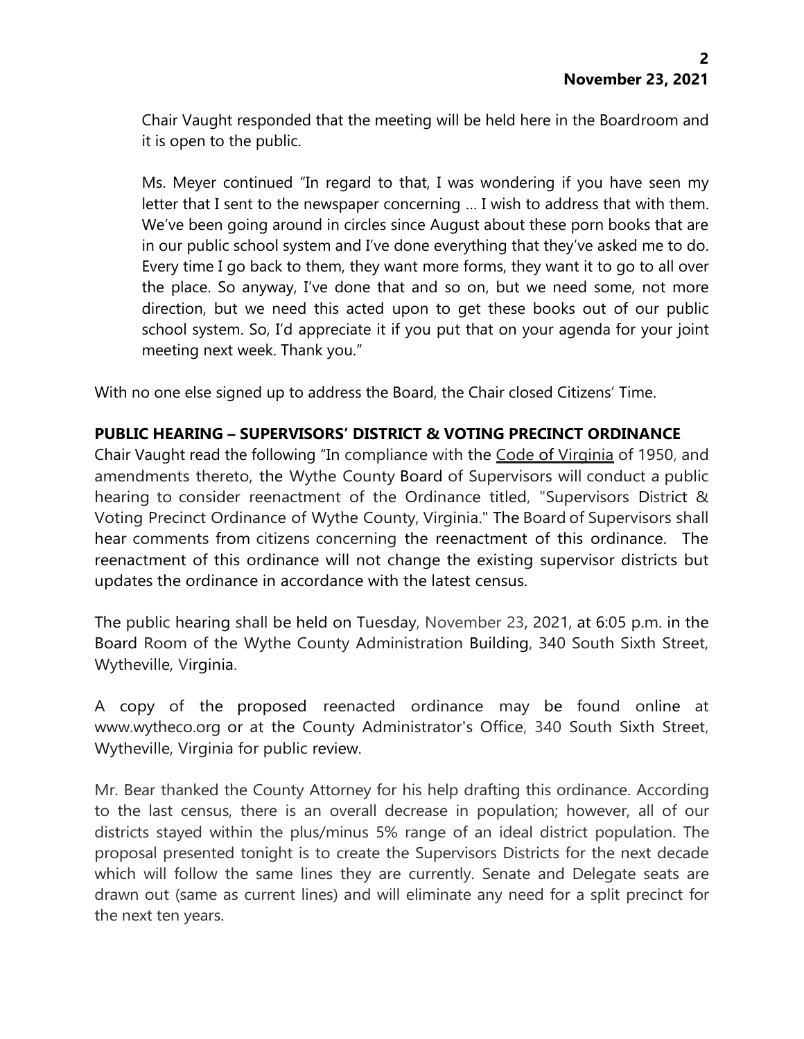Chair Vaught responded that the meeting will be held here in the Boardroom and it is open to the public.

Ms. Meyer continued "In regard to that, I was wondering if you have seen my letter that I sent to the newspaper concerning … I wish to address that with them. We've been going around in circles since August about these porn books that are in our public school system and I've done everything that they've asked me to do. Every time I go back to them, they want more forms, they want it to go to all over the place. So anyway, I've done that and so on, but we need some, not more direction, but we need this acted upon to get these books out of our public school system. So, I'd appreciate it if you put that on your agenda for your joint meeting next week. Thank you."

With no one else signed up to address the Board, the Chair closed Citizens' Time.

**PUBLIC HEARING – SUPERVISORS' DISTRICT & VOTING PRECINCT ORDINANCE**

Chair Vaught read the following "In compliance with the Code of Virginia of 1950, and amendments thereto, the Wythe County Board of Supervisors will conduct a public hearing to consider reenactment of the Ordinance titled, "Supervisors District & Voting Precinct Ordinance of Wythe County, Virginia." The Board of Supervisors shall hear comments from citizens concerning the reenactment of this ordinance. The reenactment of this ordinance will not change the existing supervisor districts but updates the ordinance in accordance with the latest census.

The public hearing shall be held on Tuesday, November 23, 2021, at 6:05 p.m. in the Board Room of the Wythe County Administration Building, 340 South Sixth Street, Wytheville, Virginia.

A copy of the proposed reenacted ordinance may be found online at www.wytheco.org or at the County Administrator's Office, 340 South Sixth Street, Wytheville, Virginia for public review.

Mr. Bear thanked the County Attorney for his help drafting this ordinance. According to the last census, there is an overall decrease in population; however, all of our districts stayed within the plus/minus 5% range of an ideal district population. The proposal presented tonight is to create the Supervisors Districts for the next decade which will follow the same lines they are currently. Senate and Delegate seats are drawn out (same as current lines) and will eliminate any need for a split precinct for the next ten years.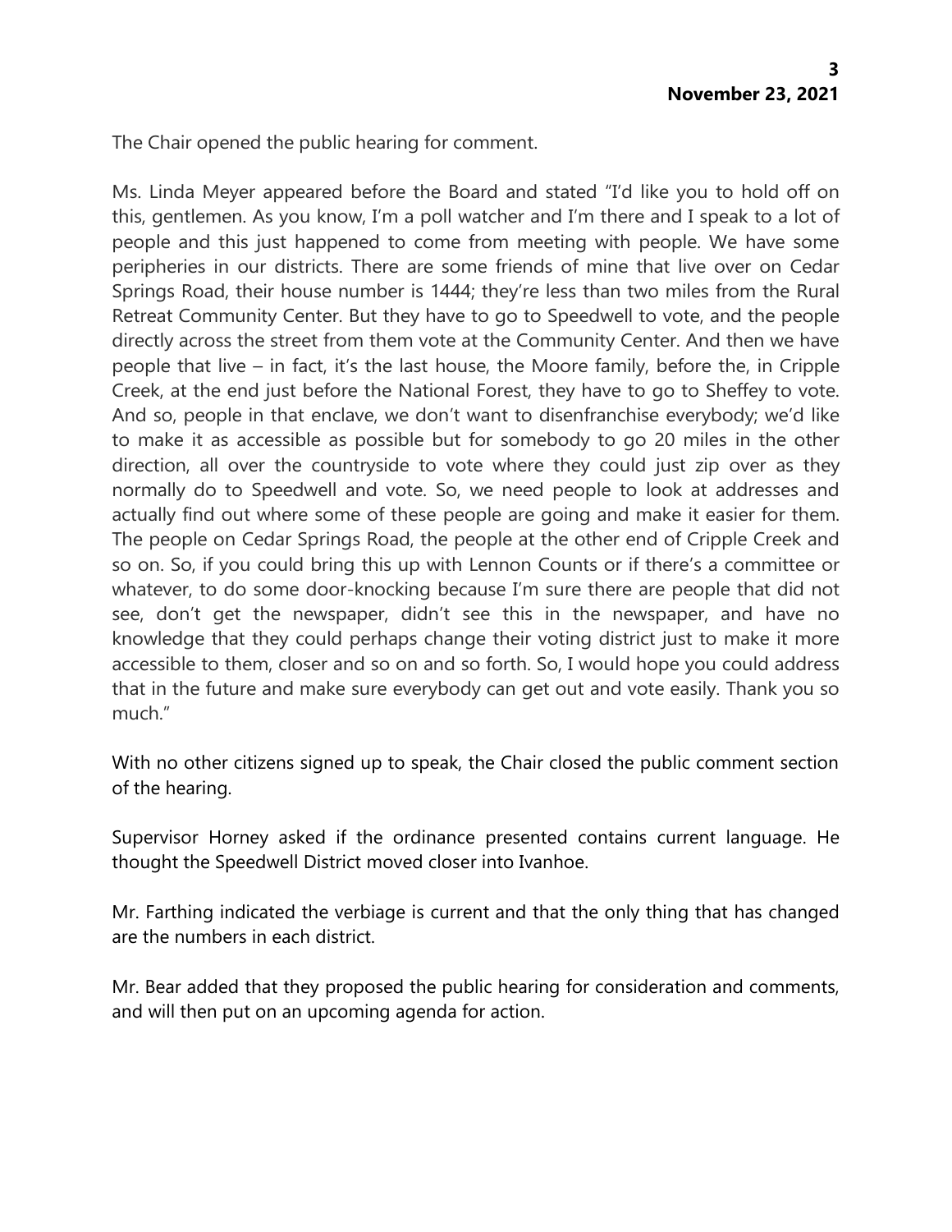The Chair opened the public hearing for comment.

Ms. Linda Meyer appeared before the Board and stated "I'd like you to hold off on this, gentlemen. As you know, I'm a poll watcher and I'm there and I speak to a lot of people and this just happened to come from meeting with people. We have some peripheries in our districts. There are some friends of mine that live over on Cedar Springs Road, their house number is 1444; they're less than two miles from the Rural Retreat Community Center. But they have to go to Speedwell to vote, and the people directly across the street from them vote at the Community Center. And then we have people that live – in fact, it's the last house, the Moore family, before the, in Cripple Creek, at the end just before the National Forest, they have to go to Sheffey to vote. And so, people in that enclave, we don't want to disenfranchise everybody; we'd like to make it as accessible as possible but for somebody to go 20 miles in the other direction, all over the countryside to vote where they could just zip over as they normally do to Speedwell and vote. So, we need people to look at addresses and actually find out where some of these people are going and make it easier for them. The people on Cedar Springs Road, the people at the other end of Cripple Creek and so on. So, if you could bring this up with Lennon Counts or if there's a committee or whatever, to do some door-knocking because I'm sure there are people that did not see, don't get the newspaper, didn't see this in the newspaper, and have no knowledge that they could perhaps change their voting district just to make it more accessible to them, closer and so on and so forth. So, I would hope you could address that in the future and make sure everybody can get out and vote easily. Thank you so much."

With no other citizens signed up to speak, the Chair closed the public comment section of the hearing.

Supervisor Horney asked if the ordinance presented contains current language. He thought the Speedwell District moved closer into Ivanhoe.

Mr. Farthing indicated the verbiage is current and that the only thing that has changed are the numbers in each district.

Mr. Bear added that they proposed the public hearing for consideration and comments, and will then put on an upcoming agenda for action.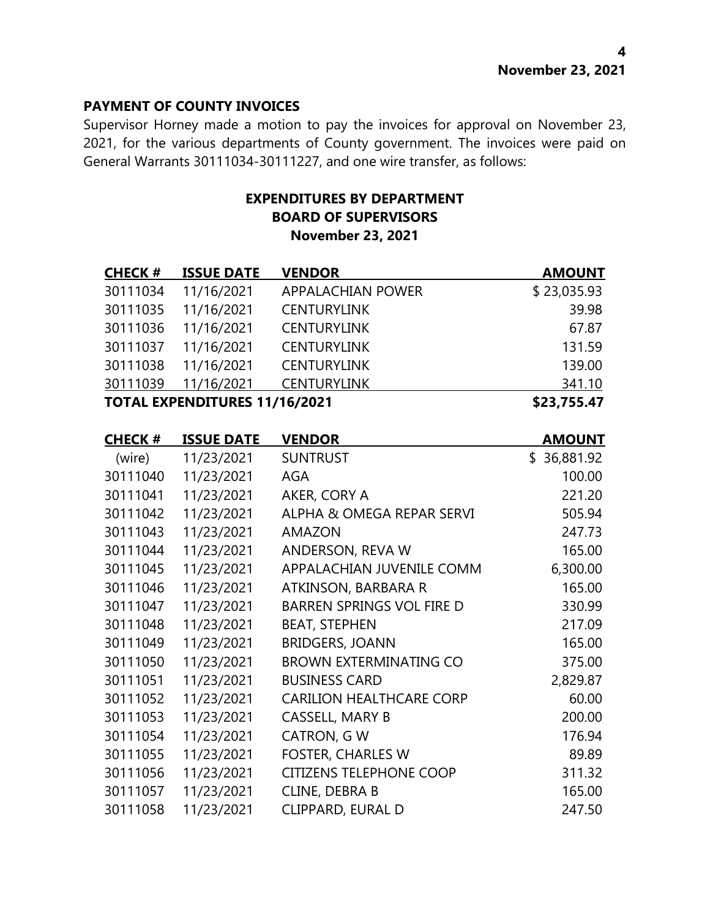## PAYMENT OF COUNTY INVOICES

Supervisor Horney made a motion to pay the invoices for approval on November 23, 2021, for the various departments of County government. The invoices were paid on General Warrants 30111034-30111227, and one wire transfer, as follows:

### EXPENDITURES BY DEPARTMENT
### BOARD OF SUPERVISORS
### November 23, 2021

| CHECK # | ISSUE DATE | VENDOR | AMOUNT |
|---|---|---|---|
| 30111034 | 11/16/2021 | APPALACHIAN POWER | $ 23,035.93 |
| 30111035 | 11/16/2021 | CENTURYLINK | 39.98 |
| 30111036 | 11/16/2021 | CENTURYLINK | 67.87 |
| 30111037 | 11/16/2021 | CENTURYLINK | 131.59 |
| 30111038 | 11/16/2021 | CENTURYLINK | 139.00 |
| 30111039 | 11/16/2021 | CENTURYLINK | 341.10 |
| **TOTAL EXPENDITURES 11/16/2021** | | | **$23,755.47** |

| CHECK # | ISSUE DATE | VENDOR | AMOUNT |
|---|---|---|---|
| (wire) | 11/23/2021 | SUNTRUST | $ 36,881.92 |
| 30111040 | 11/23/2021 | AGA | 100.00 |
| 30111041 | 11/23/2021 | AKER, CORY A | 221.20 |
| 30111042 | 11/23/2021 | ALPHA & OMEGA REPAR SERVI | 505.94 |
| 30111043 | 11/23/2021 | AMAZON | 247.73 |
| 30111044 | 11/23/2021 | ANDERSON, REVA W | 165.00 |
| 30111045 | 11/23/2021 | APPALACHIAN JUVENILE COMM | 6,300.00 |
| 30111046 | 11/23/2021 | ATKINSON, BARBARA R | 165.00 |
| 30111047 | 11/23/2021 | BARREN SPRINGS VOL FIRE D | 330.99 |
| 30111048 | 11/23/2021 | BEAT, STEPHEN | 217.09 |
| 30111049 | 11/23/2021 | BRIDGERS, JOANN | 165.00 |
| 30111050 | 11/23/2021 | BROWN EXTERMINATING CO | 375.00 |
| 30111051 | 11/23/2021 | BUSINESS CARD | 2,829.87 |
| 30111052 | 11/23/2021 | CARILION HEALTHCARE CORP | 60.00 |
| 30111053 | 11/23/2021 | CASSELL, MARY B | 200.00 |
| 30111054 | 11/23/2021 | CATRON, G W | 176.94 |
| 30111055 | 11/23/2021 | FOSTER, CHARLES W | 89.89 |
| 30111056 | 11/23/2021 | CITIZENS TELEPHONE COOP | 311.32 |
| 30111057 | 11/23/2021 | CLINE, DEBRA B | 165.00 |
| 30111058 | 11/23/2021 | CLIPPARD, EURAL D | 247.50 |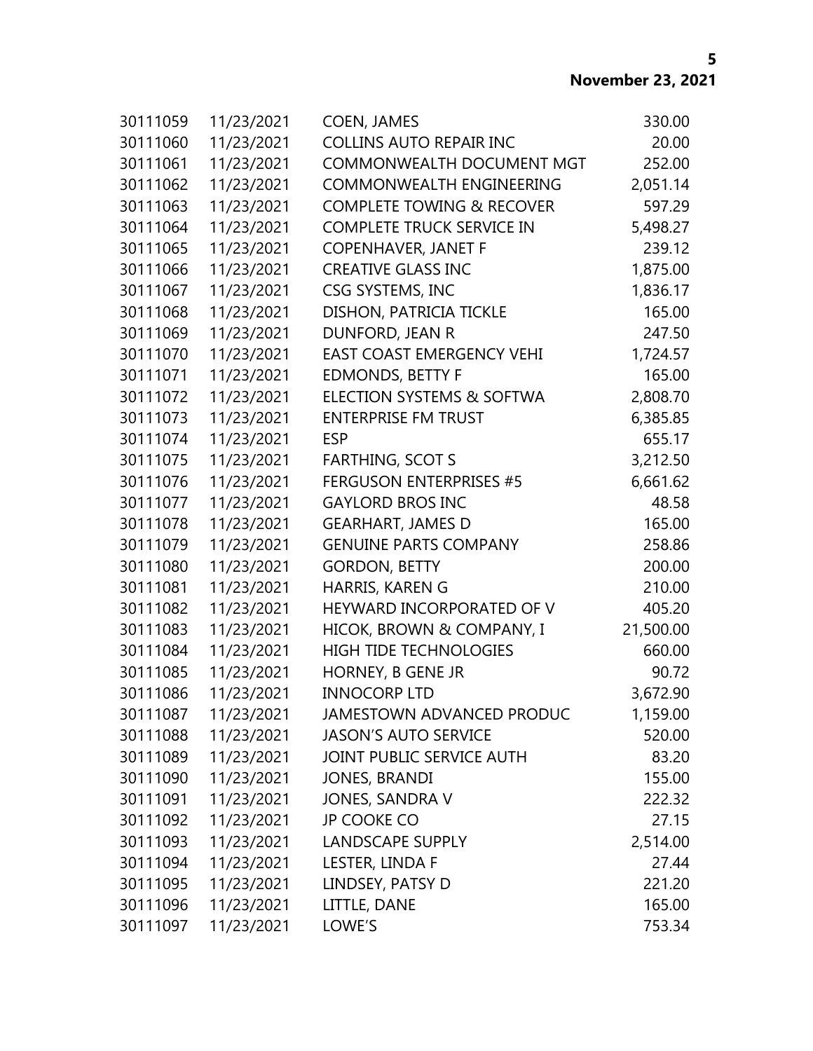**November 23, 2021**

| | | | |
|---|---|---|---|
| 30111059 | 11/23/2021 | COEN, JAMES | 330.00 |
| 30111060 | 11/23/2021 | COLLINS AUTO REPAIR INC | 20.00 |
| 30111061 | 11/23/2021 | COMMONWEALTH DOCUMENT MGT | 252.00 |
| 30111062 | 11/23/2021 | COMMONWEALTH ENGINEERING | 2,051.14 |
| 30111063 | 11/23/2021 | COMPLETE TOWING & RECOVER | 597.29 |
| 30111064 | 11/23/2021 | COMPLETE TRUCK SERVICE IN | 5,498.27 |
| 30111065 | 11/23/2021 | COPENHAVER, JANET F | 239.12 |
| 30111066 | 11/23/2021 | CREATIVE GLASS INC | 1,875.00 |
| 30111067 | 11/23/2021 | CSG SYSTEMS, INC | 1,836.17 |
| 30111068 | 11/23/2021 | DISHON, PATRICIA TICKLE | 165.00 |
| 30111069 | 11/23/2021 | DUNFORD, JEAN R | 247.50 |
| 30111070 | 11/23/2021 | EAST COAST EMERGENCY VEHI | 1,724.57 |
| 30111071 | 11/23/2021 | EDMONDS, BETTY F | 165.00 |
| 30111072 | 11/23/2021 | ELECTION SYSTEMS & SOFTWA | 2,808.70 |
| 30111073 | 11/23/2021 | ENTERPRISE FM TRUST | 6,385.85 |
| 30111074 | 11/23/2021 | ESP | 655.17 |
| 30111075 | 11/23/2021 | FARTHING, SCOT S | 3,212.50 |
| 30111076 | 11/23/2021 | FERGUSON ENTERPRISES #5 | 6,661.62 |
| 30111077 | 11/23/2021 | GAYLORD BROS INC | 48.58 |
| 30111078 | 11/23/2021 | GEARHART, JAMES D | 165.00 |
| 30111079 | 11/23/2021 | GENUINE PARTS COMPANY | 258.86 |
| 30111080 | 11/23/2021 | GORDON, BETTY | 200.00 |
| 30111081 | 11/23/2021 | HARRIS, KAREN G | 210.00 |
| 30111082 | 11/23/2021 | HEYWARD INCORPORATED OF V | 405.20 |
| 30111083 | 11/23/2021 | HICOK, BROWN & COMPANY, I | 21,500.00 |
| 30111084 | 11/23/2021 | HIGH TIDE TECHNOLOGIES | 660.00 |
| 30111085 | 11/23/2021 | HORNEY, B GENE JR | 90.72 |
| 30111086 | 11/23/2021 | INNOCORP LTD | 3,672.90 |
| 30111087 | 11/23/2021 | JAMESTOWN ADVANCED PRODUC | 1,159.00 |
| 30111088 | 11/23/2021 | JASON'S AUTO SERVICE | 520.00 |
| 30111089 | 11/23/2021 | JOINT PUBLIC SERVICE AUTH | 83.20 |
| 30111090 | 11/23/2021 | JONES, BRANDI | 155.00 |
| 30111091 | 11/23/2021 | JONES, SANDRA V | 222.32 |
| 30111092 | 11/23/2021 | JP COOKE CO | 27.15 |
| 30111093 | 11/23/2021 | LANDSCAPE SUPPLY | 2,514.00 |
| 30111094 | 11/23/2021 | LESTER, LINDA F | 27.44 |
| 30111095 | 11/23/2021 | LINDSEY, PATSY D | 221.20 |
| 30111096 | 11/23/2021 | LITTLE, DANE | 165.00 |
| 30111097 | 11/23/2021 | LOWE'S | 753.34 |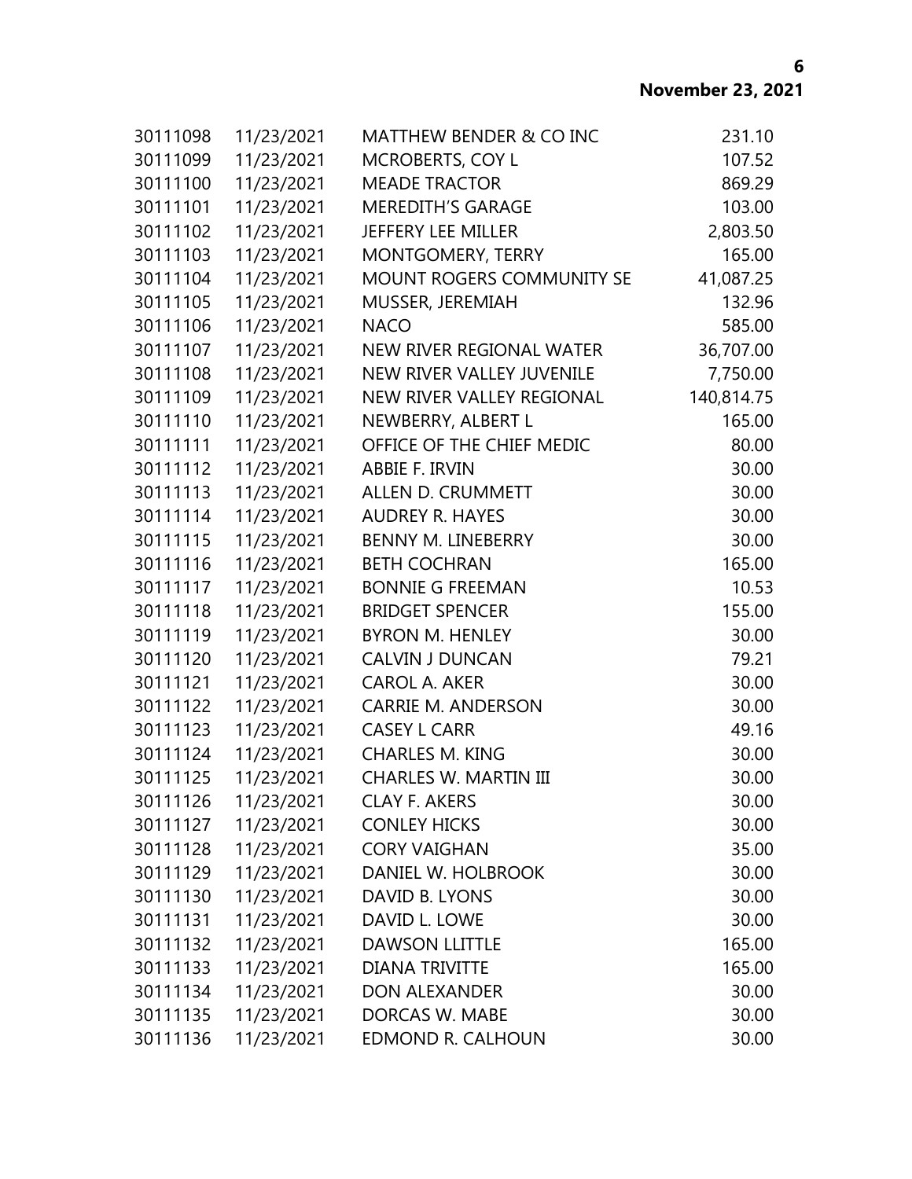| | | | |
|---|---|---|---|
| 30111098 | 11/23/2021 | MATTHEW BENDER & CO INC | 231.10 |
| 30111099 | 11/23/2021 | MCROBERTS, COY L | 107.52 |
| 30111100 | 11/23/2021 | MEADE TRACTOR | 869.29 |
| 30111101 | 11/23/2021 | MEREDITH'S GARAGE | 103.00 |
| 30111102 | 11/23/2021 | JEFFERY LEE MILLER | 2,803.50 |
| 30111103 | 11/23/2021 | MONTGOMERY, TERRY | 165.00 |
| 30111104 | 11/23/2021 | MOUNT ROGERS COMMUNITY SE | 41,087.25 |
| 30111105 | 11/23/2021 | MUSSER, JEREMIAH | 132.96 |
| 30111106 | 11/23/2021 | NACO | 585.00 |
| 30111107 | 11/23/2021 | NEW RIVER REGIONAL WATER | 36,707.00 |
| 30111108 | 11/23/2021 | NEW RIVER VALLEY JUVENILE | 7,750.00 |
| 30111109 | 11/23/2021 | NEW RIVER VALLEY REGIONAL | 140,814.75 |
| 30111110 | 11/23/2021 | NEWBERRY, ALBERT L | 165.00 |
| 30111111 | 11/23/2021 | OFFICE OF THE CHIEF MEDIC | 80.00 |
| 30111112 | 11/23/2021 | ABBIE F. IRVIN | 30.00 |
| 30111113 | 11/23/2021 | ALLEN D. CRUMMETT | 30.00 |
| 30111114 | 11/23/2021 | AUDREY R. HAYES | 30.00 |
| 30111115 | 11/23/2021 | BENNY M. LINEBERRY | 30.00 |
| 30111116 | 11/23/2021 | BETH COCHRAN | 165.00 |
| 30111117 | 11/23/2021 | BONNIE G FREEMAN | 10.53 |
| 30111118 | 11/23/2021 | BRIDGET SPENCER | 155.00 |
| 30111119 | 11/23/2021 | BYRON M. HENLEY | 30.00 |
| 30111120 | 11/23/2021 | CALVIN J DUNCAN | 79.21 |
| 30111121 | 11/23/2021 | CAROL A. AKER | 30.00 |
| 30111122 | 11/23/2021 | CARRIE M. ANDERSON | 30.00 |
| 30111123 | 11/23/2021 | CASEY L CARR | 49.16 |
| 30111124 | 11/23/2021 | CHARLES M. KING | 30.00 |
| 30111125 | 11/23/2021 | CHARLES W. MARTIN III | 30.00 |
| 30111126 | 11/23/2021 | CLAY F. AKERS | 30.00 |
| 30111127 | 11/23/2021 | CONLEY HICKS | 30.00 |
| 30111128 | 11/23/2021 | CORY VAIGHAN | 35.00 |
| 30111129 | 11/23/2021 | DANIEL W. HOLBROOK | 30.00 |
| 30111130 | 11/23/2021 | DAVID B. LYONS | 30.00 |
| 30111131 | 11/23/2021 | DAVID L. LOWE | 30.00 |
| 30111132 | 11/23/2021 | DAWSON LLITTLE | 165.00 |
| 30111133 | 11/23/2021 | DIANA TRIVITTE | 165.00 |
| 30111134 | 11/23/2021 | DON ALEXANDER | 30.00 |
| 30111135 | 11/23/2021 | DORCAS W. MABE | 30.00 |
| 30111136 | 11/23/2021 | EDMOND R. CALHOUN | 30.00 |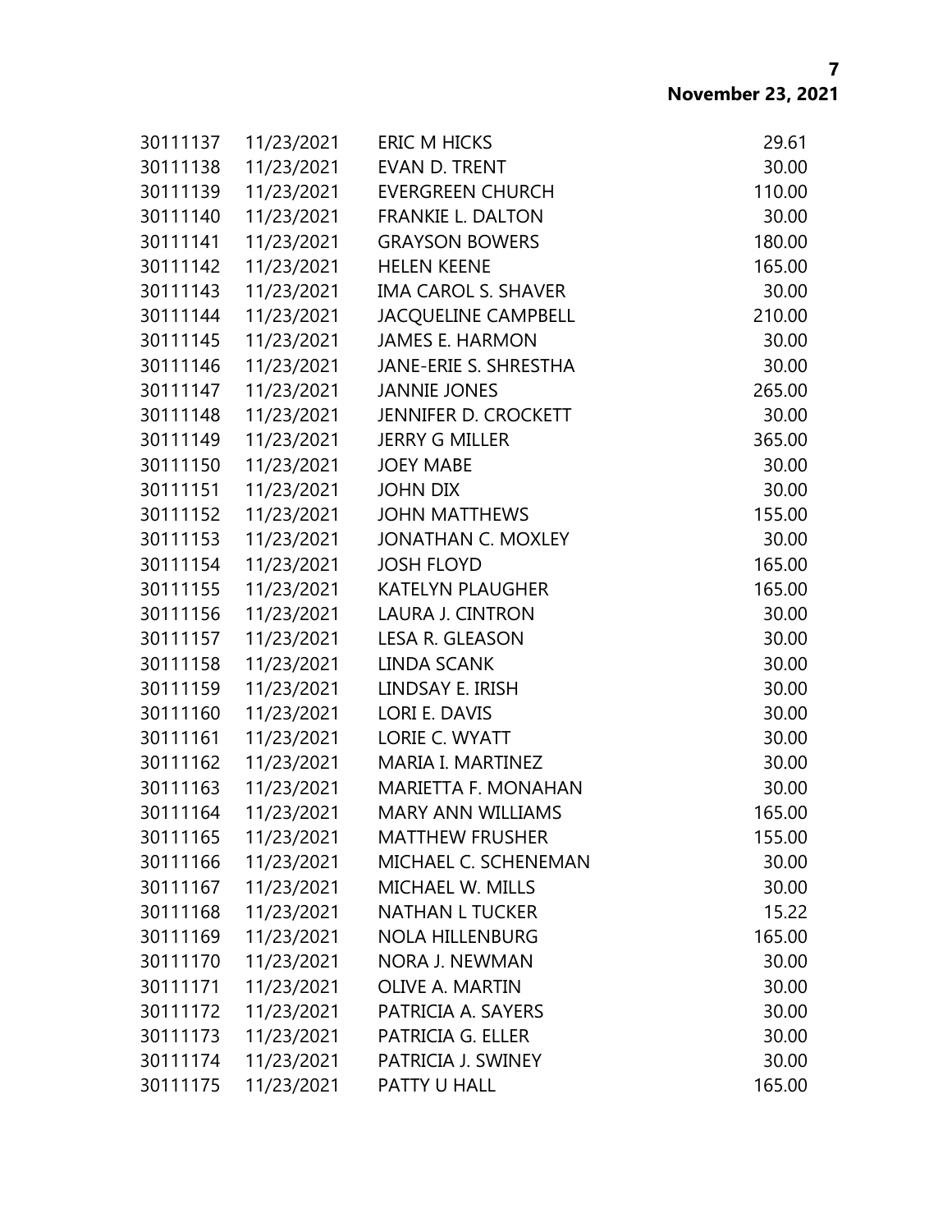| | | | |
|---|---|---|---|
| 30111137 | 11/23/2021 | ERIC M HICKS | 29.61 |
| 30111138 | 11/23/2021 | EVAN D. TRENT | 30.00 |
| 30111139 | 11/23/2021 | EVERGREEN CHURCH | 110.00 |
| 30111140 | 11/23/2021 | FRANKIE L. DALTON | 30.00 |
| 30111141 | 11/23/2021 | GRAYSON BOWERS | 180.00 |
| 30111142 | 11/23/2021 | HELEN KEENE | 165.00 |
| 30111143 | 11/23/2021 | IMA CAROL S. SHAVER | 30.00 |
| 30111144 | 11/23/2021 | JACQUELINE CAMPBELL | 210.00 |
| 30111145 | 11/23/2021 | JAMES E. HARMON | 30.00 |
| 30111146 | 11/23/2021 | JANE-ERIE S. SHRESTHA | 30.00 |
| 30111147 | 11/23/2021 | JANNIE JONES | 265.00 |
| 30111148 | 11/23/2021 | JENNIFER D. CROCKETT | 30.00 |
| 30111149 | 11/23/2021 | JERRY G MILLER | 365.00 |
| 30111150 | 11/23/2021 | JOEY MABE | 30.00 |
| 30111151 | 11/23/2021 | JOHN DIX | 30.00 |
| 30111152 | 11/23/2021 | JOHN MATTHEWS | 155.00 |
| 30111153 | 11/23/2021 | JONATHAN C. MOXLEY | 30.00 |
| 30111154 | 11/23/2021 | JOSH FLOYD | 165.00 |
| 30111155 | 11/23/2021 | KATELYN PLAUGHER | 165.00 |
| 30111156 | 11/23/2021 | LAURA J. CINTRON | 30.00 |
| 30111157 | 11/23/2021 | LESA R. GLEASON | 30.00 |
| 30111158 | 11/23/2021 | LINDA SCANK | 30.00 |
| 30111159 | 11/23/2021 | LINDSAY E. IRISH | 30.00 |
| 30111160 | 11/23/2021 | LORI E. DAVIS | 30.00 |
| 30111161 | 11/23/2021 | LORIE C. WYATT | 30.00 |
| 30111162 | 11/23/2021 | MARIA I. MARTINEZ | 30.00 |
| 30111163 | 11/23/2021 | MARIETTA F. MONAHAN | 30.00 |
| 30111164 | 11/23/2021 | MARY ANN WILLIAMS | 165.00 |
| 30111165 | 11/23/2021 | MATTHEW FRUSHER | 155.00 |
| 30111166 | 11/23/2021 | MICHAEL C. SCHENEMAN | 30.00 |
| 30111167 | 11/23/2021 | MICHAEL W. MILLS | 30.00 |
| 30111168 | 11/23/2021 | NATHAN L TUCKER | 15.22 |
| 30111169 | 11/23/2021 | NOLA HILLENBURG | 165.00 |
| 30111170 | 11/23/2021 | NORA J. NEWMAN | 30.00 |
| 30111171 | 11/23/2021 | OLIVE A. MARTIN | 30.00 |
| 30111172 | 11/23/2021 | PATRICIA A. SAYERS | 30.00 |
| 30111173 | 11/23/2021 | PATRICIA G. ELLER | 30.00 |
| 30111174 | 11/23/2021 | PATRICIA J. SWINEY | 30.00 |
| 30111175 | 11/23/2021 | PATTY U HALL | 165.00 |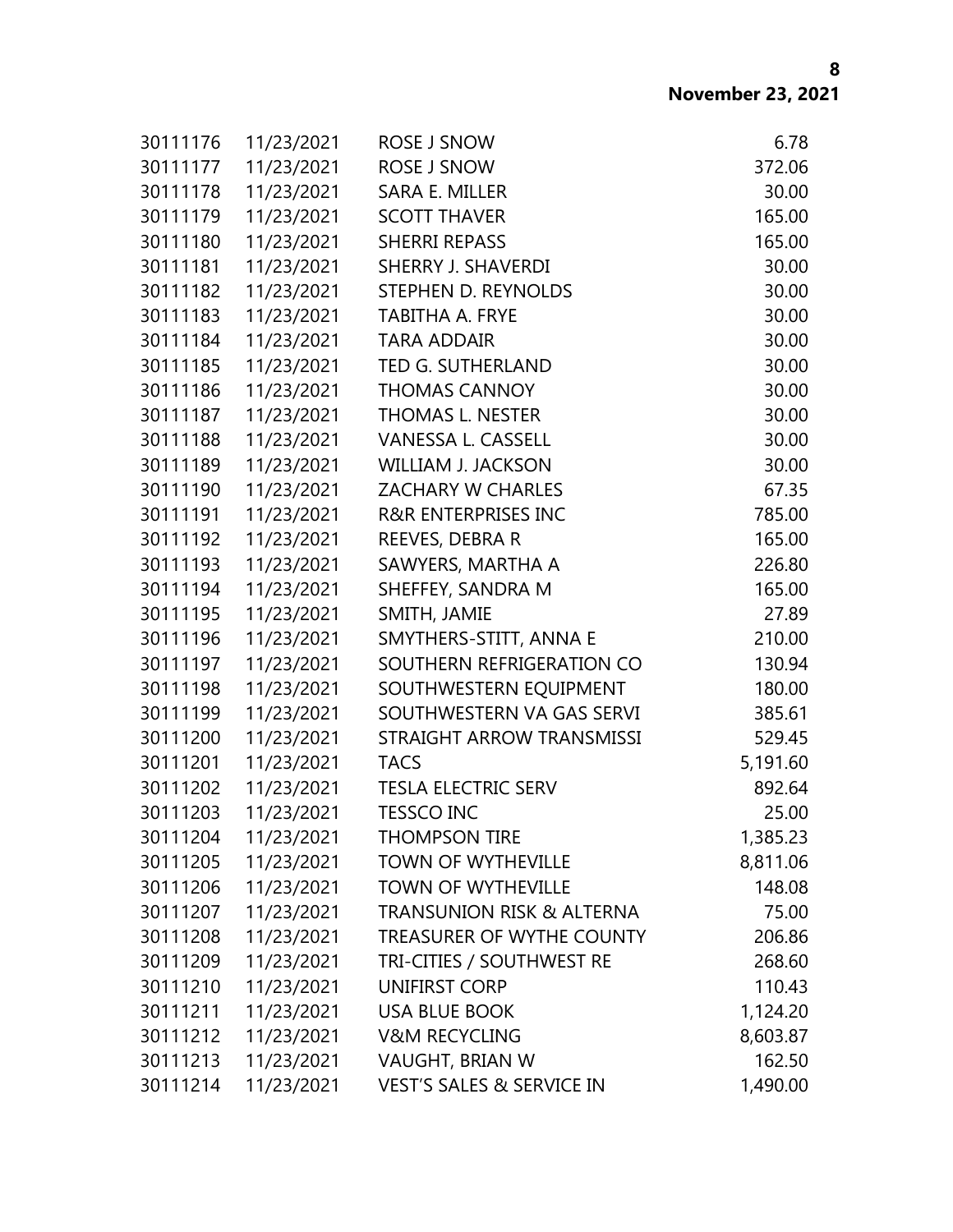| | | | |
|---|---|---|---|
| 30111176 | 11/23/2021 | ROSE J SNOW | 6.78 |
| 30111177 | 11/23/2021 | ROSE J SNOW | 372.06 |
| 30111178 | 11/23/2021 | SARA E. MILLER | 30.00 |
| 30111179 | 11/23/2021 | SCOTT THAVER | 165.00 |
| 30111180 | 11/23/2021 | SHERRI REPASS | 165.00 |
| 30111181 | 11/23/2021 | SHERRY J. SHAVERDI | 30.00 |
| 30111182 | 11/23/2021 | STEPHEN D. REYNOLDS | 30.00 |
| 30111183 | 11/23/2021 | TABITHA A. FRYE | 30.00 |
| 30111184 | 11/23/2021 | TARA ADDAIR | 30.00 |
| 30111185 | 11/23/2021 | TED G. SUTHERLAND | 30.00 |
| 30111186 | 11/23/2021 | THOMAS CANNOY | 30.00 |
| 30111187 | 11/23/2021 | THOMAS L. NESTER | 30.00 |
| 30111188 | 11/23/2021 | VANESSA L. CASSELL | 30.00 |
| 30111189 | 11/23/2021 | WILLIAM J. JACKSON | 30.00 |
| 30111190 | 11/23/2021 | ZACHARY W CHARLES | 67.35 |
| 30111191 | 11/23/2021 | R&R ENTERPRISES INC | 785.00 |
| 30111192 | 11/23/2021 | REEVES, DEBRA R | 165.00 |
| 30111193 | 11/23/2021 | SAWYERS, MARTHA A | 226.80 |
| 30111194 | 11/23/2021 | SHEFFEY, SANDRA M | 165.00 |
| 30111195 | 11/23/2021 | SMITH, JAMIE | 27.89 |
| 30111196 | 11/23/2021 | SMYTHERS-STITT, ANNA E | 210.00 |
| 30111197 | 11/23/2021 | SOUTHERN REFRIGERATION CO | 130.94 |
| 30111198 | 11/23/2021 | SOUTHWESTERN EQUIPMENT | 180.00 |
| 30111199 | 11/23/2021 | SOUTHWESTERN VA GAS SERVI | 385.61 |
| 30111200 | 11/23/2021 | STRAIGHT ARROW TRANSMISSI | 529.45 |
| 30111201 | 11/23/2021 | TACS | 5,191.60 |
| 30111202 | 11/23/2021 | TESLA ELECTRIC SERV | 892.64 |
| 30111203 | 11/23/2021 | TESSCO INC | 25.00 |
| 30111204 | 11/23/2021 | THOMPSON TIRE | 1,385.23 |
| 30111205 | 11/23/2021 | TOWN OF WYTHEVILLE | 8,811.06 |
| 30111206 | 11/23/2021 | TOWN OF WYTHEVILLE | 148.08 |
| 30111207 | 11/23/2021 | TRANSUNION RISK & ALTERNA | 75.00 |
| 30111208 | 11/23/2021 | TREASURER OF WYTHE COUNTY | 206.86 |
| 30111209 | 11/23/2021 | TRI-CITIES / SOUTHWEST RE | 268.60 |
| 30111210 | 11/23/2021 | UNIFIRST CORP | 110.43 |
| 30111211 | 11/23/2021 | USA BLUE BOOK | 1,124.20 |
| 30111212 | 11/23/2021 | V&M RECYCLING | 8,603.87 |
| 30111213 | 11/23/2021 | VAUGHT, BRIAN W | 162.50 |
| 30111214 | 11/23/2021 | VEST'S SALES & SERVICE IN | 1,490.00 |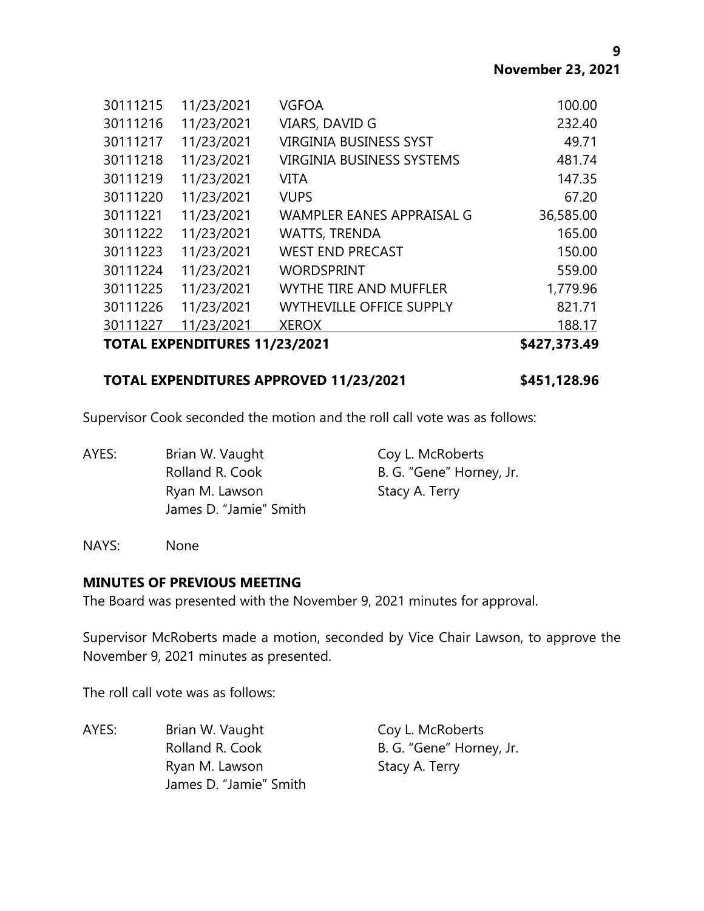| | | | |
|---|---|---|---|
| 30111215 | 11/23/2021 | VGFOA | 100.00 |
| 30111216 | 11/23/2021 | VIARS, DAVID G | 232.40 |
| 30111217 | 11/23/2021 | VIRGINIA BUSINESS SYST | 49.71 |
| 30111218 | 11/23/2021 | VIRGINIA BUSINESS SYSTEMS | 481.74 |
| 30111219 | 11/23/2021 | VITA | 147.35 |
| 30111220 | 11/23/2021 | VUPS | 67.20 |
| 30111221 | 11/23/2021 | WAMPLER EANES APPRAISAL G | 36,585.00 |
| 30111222 | 11/23/2021 | WATTS, TRENDA | 165.00 |
| 30111223 | 11/23/2021 | WEST END PRECAST | 150.00 |
| 30111224 | 11/23/2021 | WORDSPRINT | 559.00 |
| 30111225 | 11/23/2021 | WYTHE TIRE AND MUFFLER | 1,779.96 |
| 30111226 | 11/23/2021 | WYTHEVILLE OFFICE SUPPLY | 821.71 |
| 30111227 | 11/23/2021 | XEROX | 188.17 |
| **TOTAL EXPENDITURES 11/23/2021** | | | **$427,373.49** |

**TOTAL EXPENDITURES APPROVED 11/23/2021 $451,128.96**

Supervisor Cook seconded the motion and the roll call vote was as follows:

AYES: Brian W. Vaught, Coy L. McRoberts, Rolland R. Cook, B. G. "Gene" Horney, Jr., Ryan M. Lawson, Stacy A. Terry, James D. "Jamie" Smith

NAYS: None

**MINUTES OF PREVIOUS MEETING**

The Board was presented with the November 9, 2021 minutes for approval.

Supervisor McRoberts made a motion, seconded by Vice Chair Lawson, to approve the November 9, 2021 minutes as presented.

The roll call vote was as follows:

AYES: Brian W. Vaught, Coy L. McRoberts, Rolland R. Cook, B. G. "Gene" Horney, Jr., Ryan M. Lawson, Stacy A. Terry, James D. "Jamie" Smith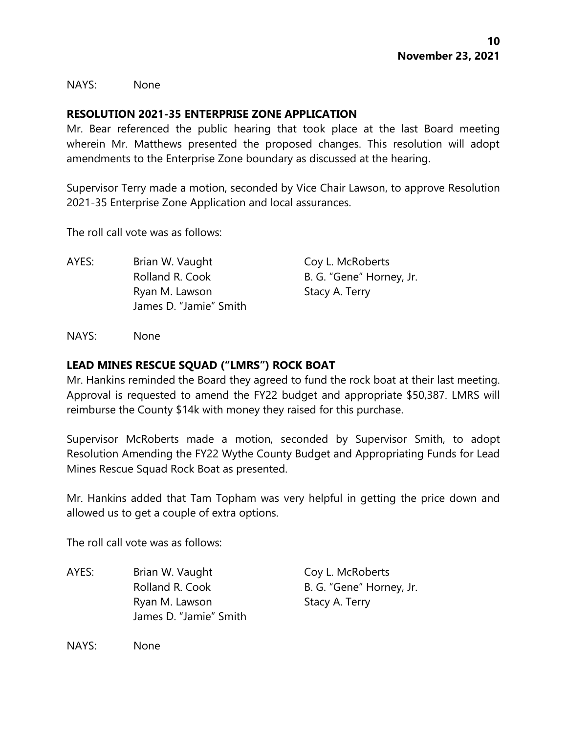NAYS: None

**RESOLUTION 2021-35 ENTERPRISE ZONE APPLICATION**

Mr. Bear referenced the public hearing that took place at the last Board meeting wherein Mr. Matthews presented the proposed changes. This resolution will adopt amendments to the Enterprise Zone boundary as discussed at the hearing.

Supervisor Terry made a motion, seconded by Vice Chair Lawson, to approve Resolution 2021-35 Enterprise Zone Application and local assurances.

The roll call vote was as follows:

| AYES: | Brian W. Vaught | Coy L. McRoberts |
|---|---|---|
| | Rolland R. Cook | B. G. "Gene" Horney, Jr. |
| | Ryan M. Lawson | Stacy A. Terry |
| | James D. "Jamie" Smith | |

NAYS: None

**LEAD MINES RESCUE SQUAD ("LMRS") ROCK BOAT**

Mr. Hankins reminded the Board they agreed to fund the rock boat at their last meeting. Approval is requested to amend the FY22 budget and appropriate $50,387. LMRS will reimburse the County $14k with money they raised for this purchase.

Supervisor McRoberts made a motion, seconded by Supervisor Smith, to adopt Resolution Amending the FY22 Wythe County Budget and Appropriating Funds for Lead Mines Rescue Squad Rock Boat as presented.

Mr. Hankins added that Tam Topham was very helpful in getting the price down and allowed us to get a couple of extra options.

The roll call vote was as follows:

| AYES: | Brian W. Vaught | Coy L. McRoberts |
|---|---|---|
| | Rolland R. Cook | B. G. "Gene" Horney, Jr. |
| | Ryan M. Lawson | Stacy A. Terry |
| | James D. "Jamie" Smith | |

NAYS: None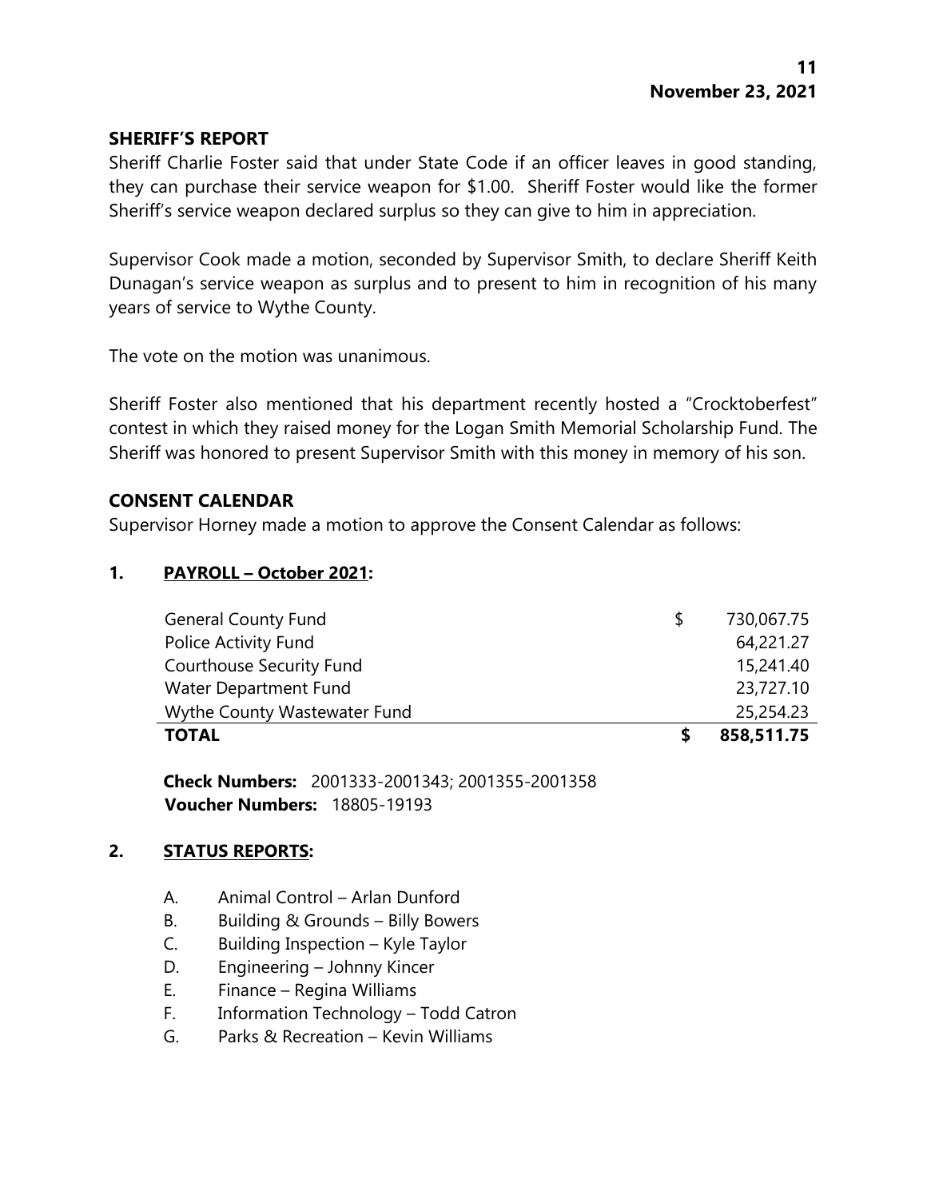## SHERIFF'S REPORT

Sheriff Charlie Foster said that under State Code if an officer leaves in good standing, they can purchase their service weapon for $1.00. Sheriff Foster would like the former Sheriff's service weapon declared surplus so they can give to him in appreciation.

Supervisor Cook made a motion, seconded by Supervisor Smith, to declare Sheriff Keith Dunagan's service weapon as surplus and to present to him in recognition of his many years of service to Wythe County.

The vote on the motion was unanimous.

Sheriff Foster also mentioned that his department recently hosted a "Crocktoberfest" contest in which they raised money for the Logan Smith Memorial Scholarship Fund. The Sheriff was honored to present Supervisor Smith with this money in memory of his son.

## CONSENT CALENDAR

Supervisor Horney made a motion to approve the Consent Calendar as follows:

### 1. PAYROLL – October 2021:

| | | |
|---|---|---|
| General County Fund | $ | 730,067.75 |
| Police Activity Fund | | 64,221.27 |
| Courthouse Security Fund | | 15,241.40 |
| Water Department Fund | | 23,727.10 |
| Wythe County Wastewater Fund | | 25,254.23 |
| **TOTAL** | **$** | **858,511.75** |

**Check Numbers:** 2001333-2001343; 2001355-2001358
**Voucher Numbers:** 18805-19193

### 2. STATUS REPORTS:

A. Animal Control – Arlan Dunford
B. Building & Grounds – Billy Bowers
C. Building Inspection – Kyle Taylor
D. Engineering – Johnny Kincer
E. Finance – Regina Williams
F. Information Technology – Todd Catron
G. Parks & Recreation – Kevin Williams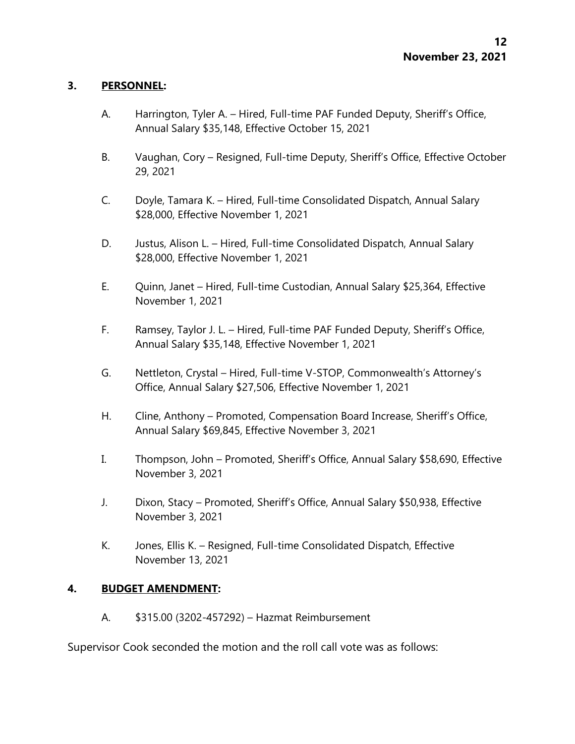**3. PERSONNEL:**

A. Harrington, Tyler A. – Hired, Full-time PAF Funded Deputy, Sheriff's Office, Annual Salary $35,148, Effective October 15, 2021

B. Vaughan, Cory – Resigned, Full-time Deputy, Sheriff's Office, Effective October 29, 2021

C. Doyle, Tamara K. – Hired, Full-time Consolidated Dispatch, Annual Salary $28,000, Effective November 1, 2021

D. Justus, Alison L. – Hired, Full-time Consolidated Dispatch, Annual Salary $28,000, Effective November 1, 2021

E. Quinn, Janet – Hired, Full-time Custodian, Annual Salary $25,364, Effective November 1, 2021

F. Ramsey, Taylor J. L. – Hired, Full-time PAF Funded Deputy, Sheriff's Office, Annual Salary $35,148, Effective November 1, 2021

G. Nettleton, Crystal – Hired, Full-time V-STOP, Commonwealth's Attorney's Office, Annual Salary $27,506, Effective November 1, 2021

H. Cline, Anthony – Promoted, Compensation Board Increase, Sheriff's Office, Annual Salary $69,845, Effective November 3, 2021

I. Thompson, John – Promoted, Sheriff's Office, Annual Salary $58,690, Effective November 3, 2021

J. Dixon, Stacy – Promoted, Sheriff's Office, Annual Salary $50,938, Effective November 3, 2021

K. Jones, Ellis K. – Resigned, Full-time Consolidated Dispatch, Effective November 13, 2021

**4. BUDGET AMENDMENT:**

A. $315.00 (3202-457292) – Hazmat Reimbursement

Supervisor Cook seconded the motion and the roll call vote was as follows: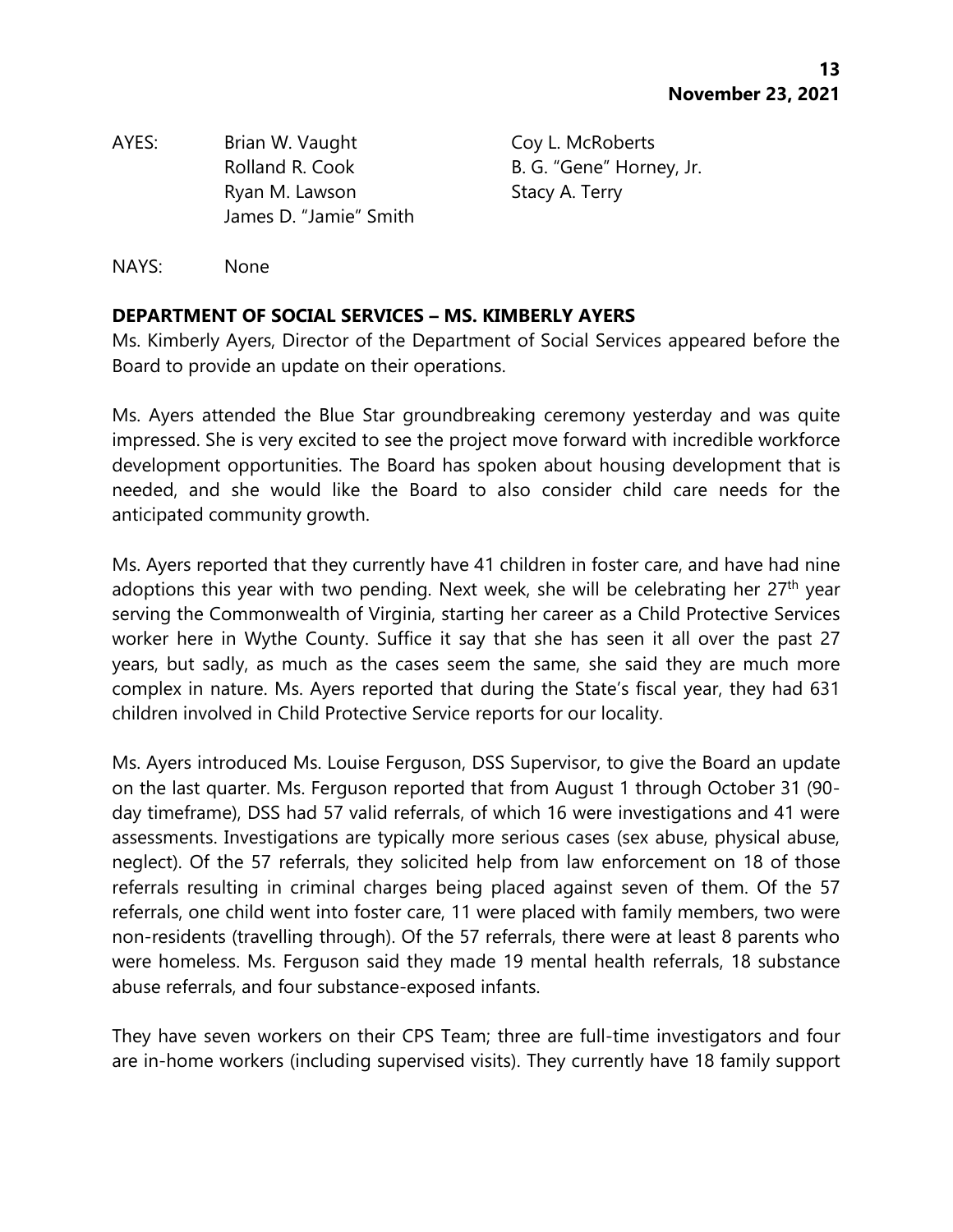AYES: Brian W. Vaught, Coy L. McRoberts, Rolland R. Cook, B. G. "Gene" Horney, Jr., Ryan M. Lawson, Stacy A. Terry, James D. "Jamie" Smith

NAYS: None

**DEPARTMENT OF SOCIAL SERVICES – MS. KIMBERLY AYERS**

Ms. Kimberly Ayers, Director of the Department of Social Services appeared before the Board to provide an update on their operations.

Ms. Ayers attended the Blue Star groundbreaking ceremony yesterday and was quite impressed. She is very excited to see the project move forward with incredible workforce development opportunities. The Board has spoken about housing development that is needed, and she would like the Board to also consider child care needs for the anticipated community growth.

Ms. Ayers reported that they currently have 41 children in foster care, and have had nine adoptions this year with two pending. Next week, she will be celebrating her 27th year serving the Commonwealth of Virginia, starting her career as a Child Protective Services worker here in Wythe County. Suffice it say that she has seen it all over the past 27 years, but sadly, as much as the cases seem the same, she said they are much more complex in nature. Ms. Ayers reported that during the State's fiscal year, they had 631 children involved in Child Protective Service reports for our locality.

Ms. Ayers introduced Ms. Louise Ferguson, DSS Supervisor, to give the Board an update on the last quarter. Ms. Ferguson reported that from August 1 through October 31 (90-day timeframe), DSS had 57 valid referrals, of which 16 were investigations and 41 were assessments. Investigations are typically more serious cases (sex abuse, physical abuse, neglect). Of the 57 referrals, they solicited help from law enforcement on 18 of those referrals resulting in criminal charges being placed against seven of them. Of the 57 referrals, one child went into foster care, 11 were placed with family members, two were non-residents (travelling through). Of the 57 referrals, there were at least 8 parents who were homeless. Ms. Ferguson said they made 19 mental health referrals, 18 substance abuse referrals, and four substance-exposed infants.

They have seven workers on their CPS Team; three are full-time investigators and four are in-home workers (including supervised visits). They currently have 18 family support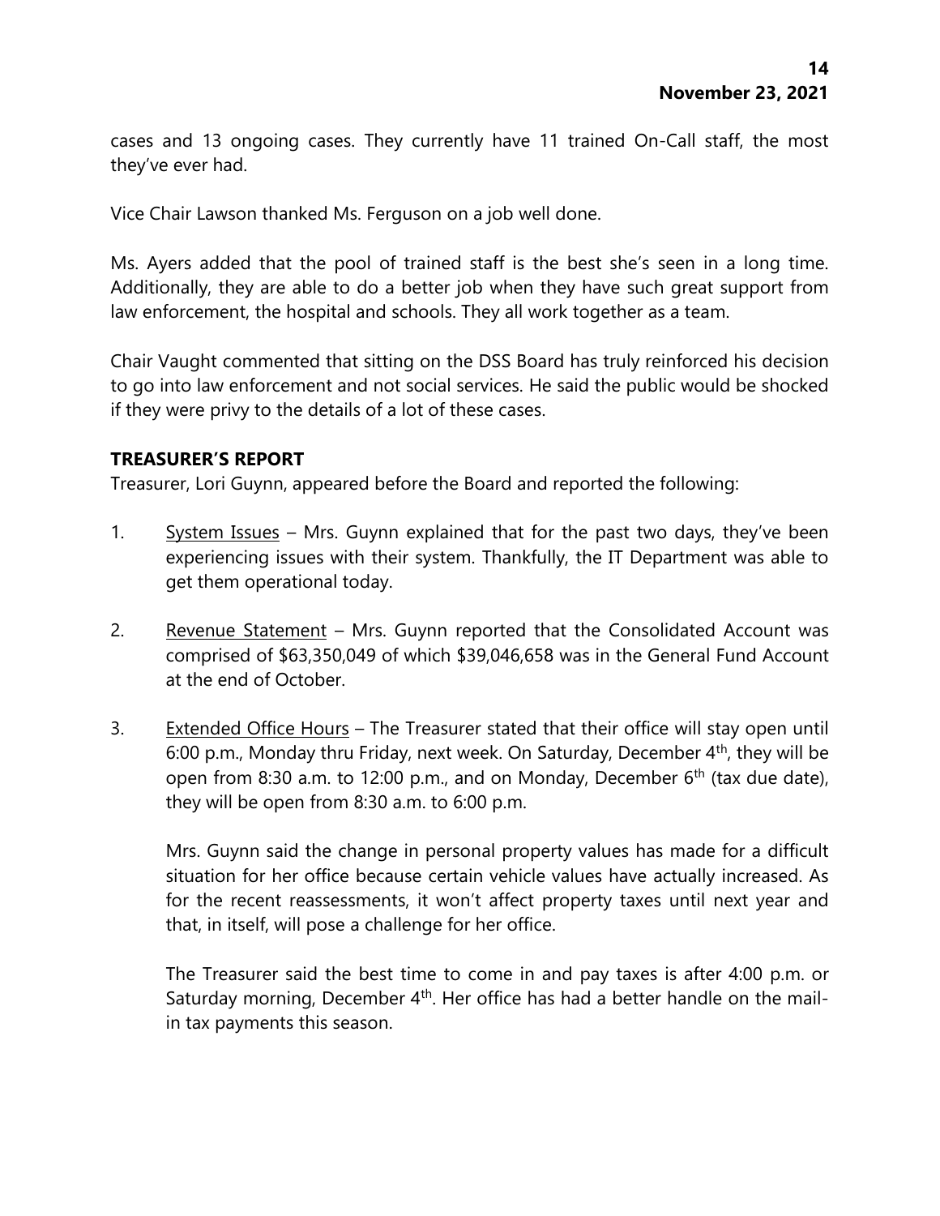cases and 13 ongoing cases. They currently have 11 trained On-Call staff, the most they've ever had.

Vice Chair Lawson thanked Ms. Ferguson on a job well done.

Ms. Ayers added that the pool of trained staff is the best she's seen in a long time. Additionally, they are able to do a better job when they have such great support from law enforcement, the hospital and schools. They all work together as a team.

Chair Vaught commented that sitting on the DSS Board has truly reinforced his decision to go into law enforcement and not social services. He said the public would be shocked if they were privy to the details of a lot of these cases.

## TREASURER'S REPORT

Treasurer, Lori Guynn, appeared before the Board and reported the following:

1. System Issues – Mrs. Guynn explained that for the past two days, they've been experiencing issues with their system. Thankfully, the IT Department was able to get them operational today.

2. Revenue Statement – Mrs. Guynn reported that the Consolidated Account was comprised of $63,350,049 of which $39,046,658 was in the General Fund Account at the end of October.

3. Extended Office Hours – The Treasurer stated that their office will stay open until 6:00 p.m., Monday thru Friday, next week. On Saturday, December 4th, they will be open from 8:30 a.m. to 12:00 p.m., and on Monday, December 6th (tax due date), they will be open from 8:30 a.m. to 6:00 p.m.

   Mrs. Guynn said the change in personal property values has made for a difficult situation for her office because certain vehicle values have actually increased. As for the recent reassessments, it won't affect property taxes until next year and that, in itself, will pose a challenge for her office.

   The Treasurer said the best time to come in and pay taxes is after 4:00 p.m. or Saturday morning, December 4th. Her office has had a better handle on the mail-in tax payments this season.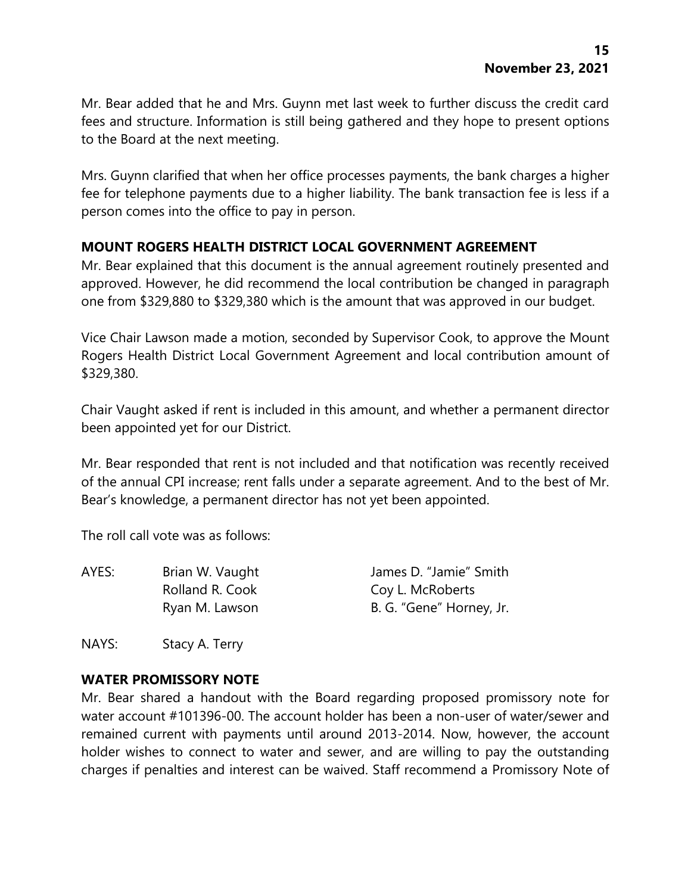Mr. Bear added that he and Mrs. Guynn met last week to further discuss the credit card fees and structure. Information is still being gathered and they hope to present options to the Board at the next meeting.

Mrs. Guynn clarified that when her office processes payments, the bank charges a higher fee for telephone payments due to a higher liability. The bank transaction fee is less if a person comes into the office to pay in person.

**MOUNT ROGERS HEALTH DISTRICT LOCAL GOVERNMENT AGREEMENT**

Mr. Bear explained that this document is the annual agreement routinely presented and approved. However, he did recommend the local contribution be changed in paragraph one from $329,880 to $329,380 which is the amount that was approved in our budget.

Vice Chair Lawson made a motion, seconded by Supervisor Cook, to approve the Mount Rogers Health District Local Government Agreement and local contribution amount of $329,380.

Chair Vaught asked if rent is included in this amount, and whether a permanent director been appointed yet for our District.

Mr. Bear responded that rent is not included and that notification was recently received of the annual CPI increase; rent falls under a separate agreement. And to the best of Mr. Bear's knowledge, a permanent director has not yet been appointed.

The roll call vote was as follows:

| | | |
|---|---|---|
| AYES: | Brian W. Vaught | James D. "Jamie" Smith |
| | Rolland R. Cook | Coy L. McRoberts |
| | Ryan M. Lawson | B. G. "Gene" Horney, Jr. |

NAYS: Stacy A. Terry

**WATER PROMISSORY NOTE**

Mr. Bear shared a handout with the Board regarding proposed promissory note for water account #101396-00. The account holder has been a non-user of water/sewer and remained current with payments until around 2013-2014. Now, however, the account holder wishes to connect to water and sewer, and are willing to pay the outstanding charges if penalties and interest can be waived. Staff recommend a Promissory Note of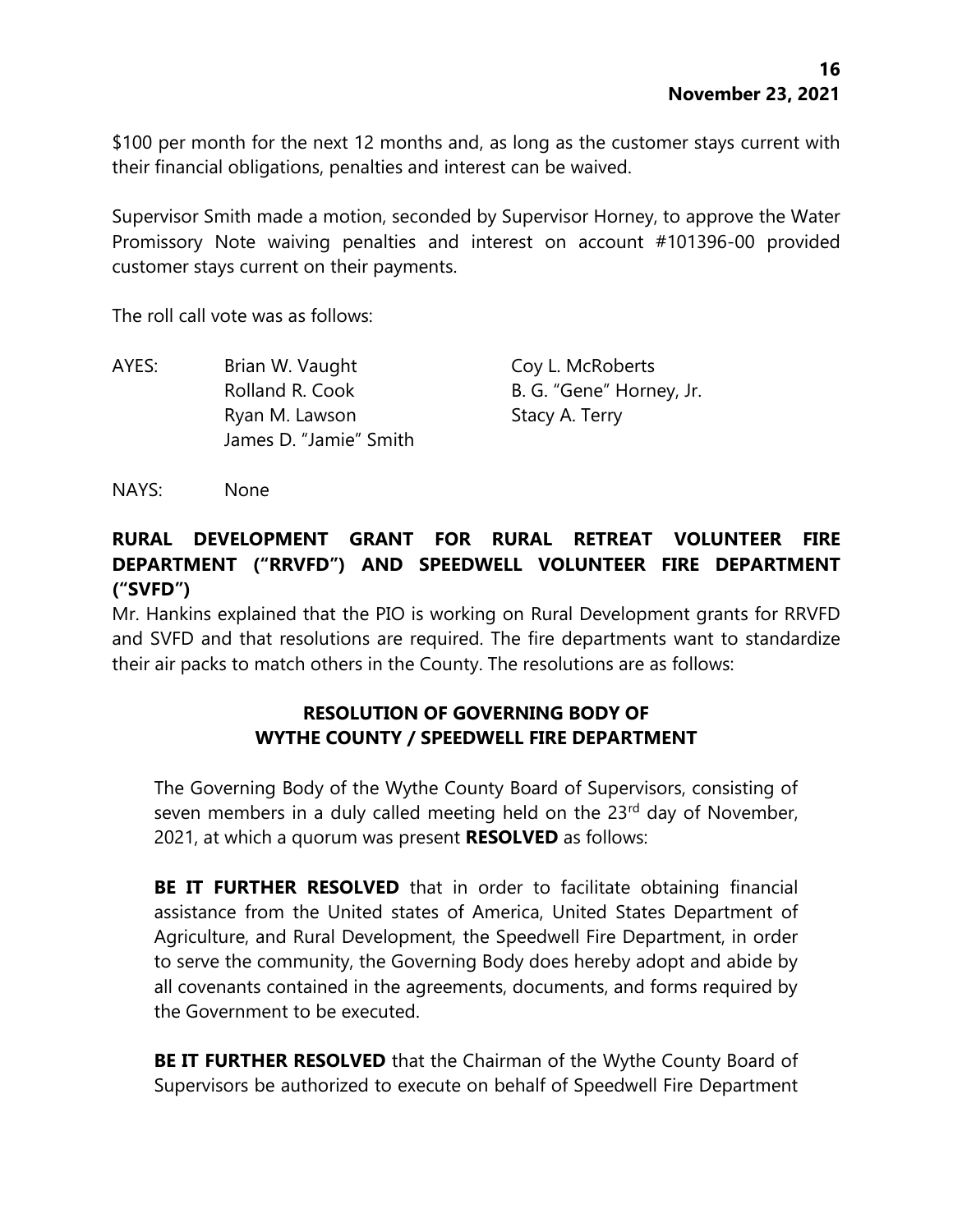$100 per month for the next 12 months and, as long as the customer stays current with their financial obligations, penalties and interest can be waived.

Supervisor Smith made a motion, seconded by Supervisor Horney, to approve the Water Promissory Note waiving penalties and interest on account #101396-00 provided customer stays current on their payments.

The roll call vote was as follows:

AYES: Brian W. Vaught, Coy L. McRoberts, Rolland R. Cook, B. G. "Gene" Horney, Jr., Ryan M. Lawson, Stacy A. Terry, James D. "Jamie" Smith

NAYS: None

**RURAL DEVELOPMENT GRANT FOR RURAL RETREAT VOLUNTEER FIRE DEPARTMENT ("RRVFD") AND SPEEDWELL VOLUNTEER FIRE DEPARTMENT ("SVFD")**

Mr. Hankins explained that the PIO is working on Rural Development grants for RRVFD and SVFD and that resolutions are required. The fire departments want to standardize their air packs to match others in the County. The resolutions are as follows:

**RESOLUTION OF GOVERNING BODY OF WYTHE COUNTY / SPEEDWELL FIRE DEPARTMENT**

The Governing Body of the Wythe County Board of Supervisors, consisting of seven members in a duly called meeting held on the 23rd day of November, 2021, at which a quorum was present **RESOLVED** as follows:

**BE IT FURTHER RESOLVED** that in order to facilitate obtaining financial assistance from the United states of America, United States Department of Agriculture, and Rural Development, the Speedwell Fire Department, in order to serve the community, the Governing Body does hereby adopt and abide by all covenants contained in the agreements, documents, and forms required by the Government to be executed.

**BE IT FURTHER RESOLVED** that the Chairman of the Wythe County Board of Supervisors be authorized to execute on behalf of Speedwell Fire Department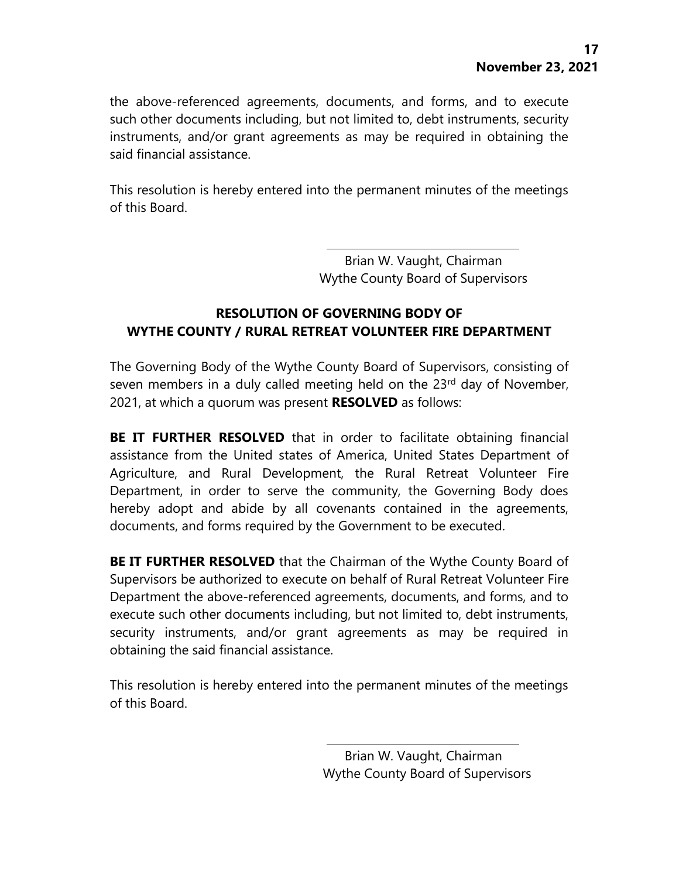the above-referenced agreements, documents, and forms, and to execute such other documents including, but not limited to, debt instruments, security instruments, and/or grant agreements as may be required in obtaining the said financial assistance.

This resolution is hereby entered into the permanent minutes of the meetings of this Board.

Brian W. Vaught, Chairman
Wythe County Board of Supervisors

**RESOLUTION OF GOVERNING BODY OF WYTHE COUNTY / RURAL RETREAT VOLUNTEER FIRE DEPARTMENT**

The Governing Body of the Wythe County Board of Supervisors, consisting of seven members in a duly called meeting held on the 23rd day of November, 2021, at which a quorum was present **RESOLVED** as follows:

**BE IT FURTHER RESOLVED** that in order to facilitate obtaining financial assistance from the United states of America, United States Department of Agriculture, and Rural Development, the Rural Retreat Volunteer Fire Department, in order to serve the community, the Governing Body does hereby adopt and abide by all covenants contained in the agreements, documents, and forms required by the Government to be executed.

**BE IT FURTHER RESOLVED** that the Chairman of the Wythe County Board of Supervisors be authorized to execute on behalf of Rural Retreat Volunteer Fire Department the above-referenced agreements, documents, and forms, and to execute such other documents including, but not limited to, debt instruments, security instruments, and/or grant agreements as may be required in obtaining the said financial assistance.

This resolution is hereby entered into the permanent minutes of the meetings of this Board.

Brian W. Vaught, Chairman
Wythe County Board of Supervisors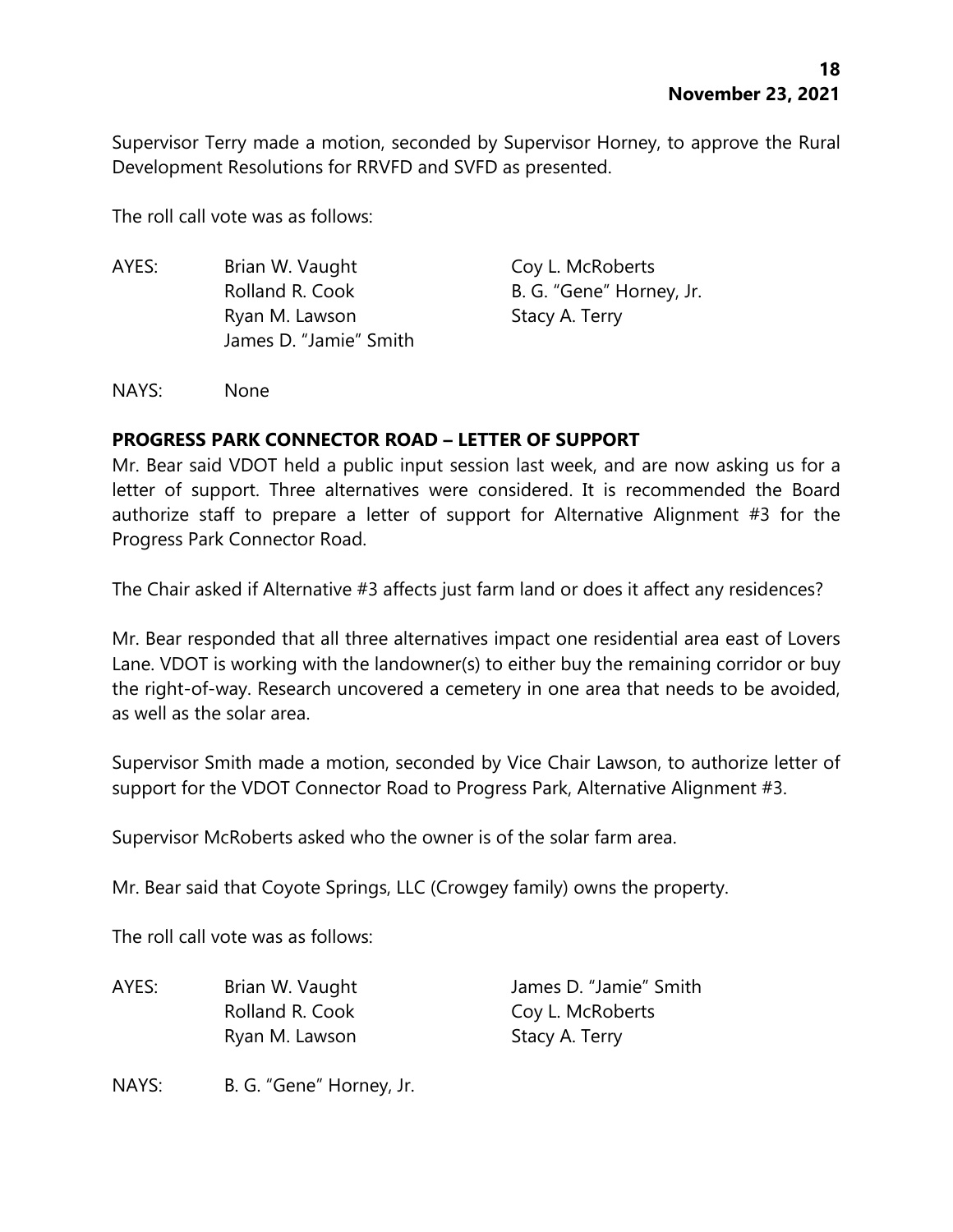Supervisor Terry made a motion, seconded by Supervisor Horney, to approve the Rural Development Resolutions for RRVFD and SVFD as presented.

The roll call vote was as follows:

AYES: Brian W. Vaught, Coy L. McRoberts, Rolland R. Cook, B. G. "Gene" Horney, Jr., Ryan M. Lawson, Stacy A. Terry, James D. "Jamie" Smith

NAYS: None

**PROGRESS PARK CONNECTOR ROAD – LETTER OF SUPPORT**

Mr. Bear said VDOT held a public input session last week, and are now asking us for a letter of support. Three alternatives were considered. It is recommended the Board authorize staff to prepare a letter of support for Alternative Alignment #3 for the Progress Park Connector Road.

The Chair asked if Alternative #3 affects just farm land or does it affect any residences?

Mr. Bear responded that all three alternatives impact one residential area east of Lovers Lane. VDOT is working with the landowner(s) to either buy the remaining corridor or buy the right-of-way. Research uncovered a cemetery in one area that needs to be avoided, as well as the solar area.

Supervisor Smith made a motion, seconded by Vice Chair Lawson, to authorize letter of support for the VDOT Connector Road to Progress Park, Alternative Alignment #3.

Supervisor McRoberts asked who the owner is of the solar farm area.

Mr. Bear said that Coyote Springs, LLC (Crowgey family) owns the property.

The roll call vote was as follows:

AYES: Brian W. Vaught, James D. "Jamie" Smith, Rolland R. Cook, Coy L. McRoberts, Ryan M. Lawson, Stacy A. Terry

NAYS: B. G. "Gene" Horney, Jr.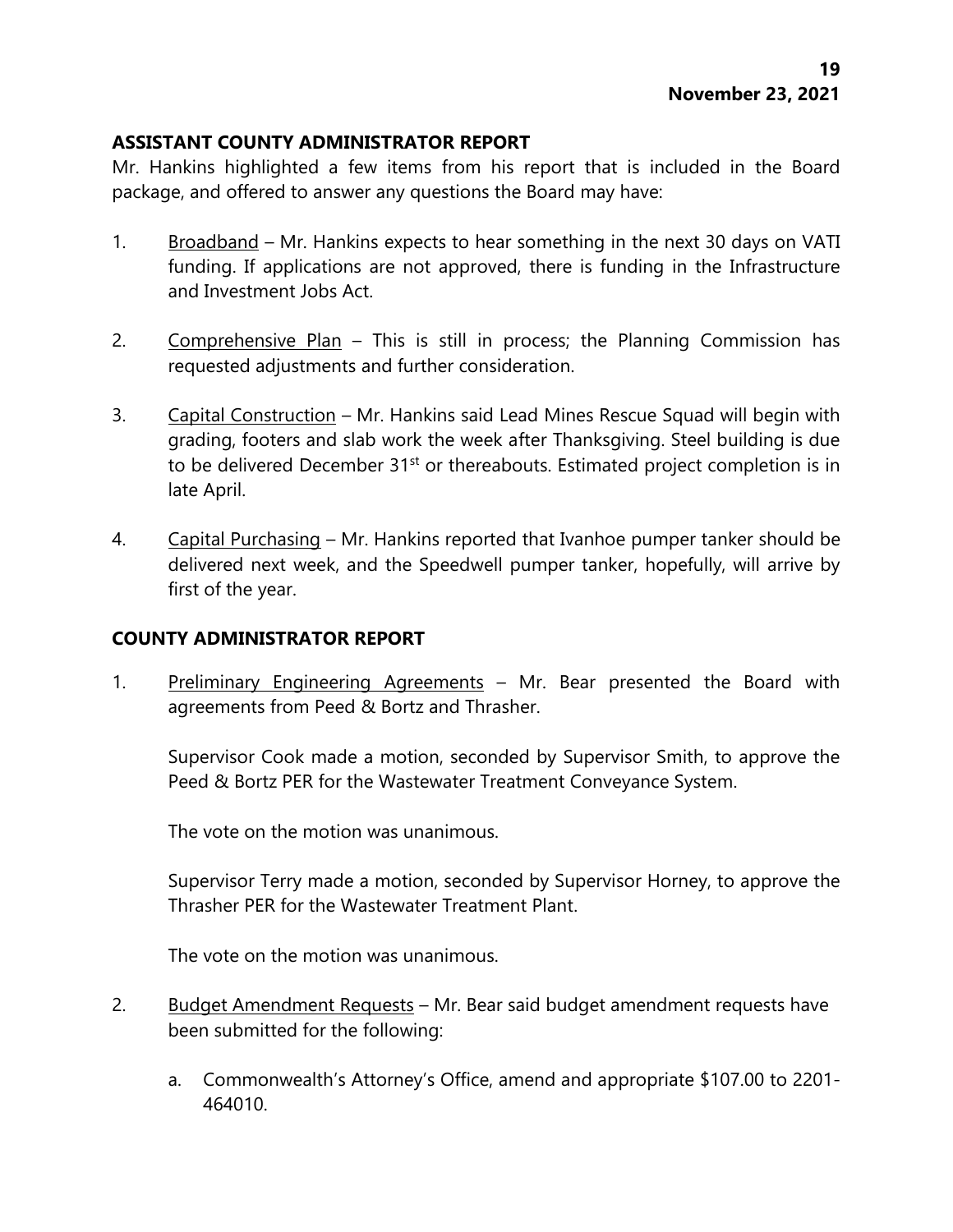## ASSISTANT COUNTY ADMINISTRATOR REPORT

Mr. Hankins highlighted a few items from his report that is included in the Board package, and offered to answer any questions the Board may have:

1. Broadband – Mr. Hankins expects to hear something in the next 30 days on VATI funding. If applications are not approved, there is funding in the Infrastructure and Investment Jobs Act.

2. Comprehensive Plan – This is still in process; the Planning Commission has requested adjustments and further consideration.

3. Capital Construction – Mr. Hankins said Lead Mines Rescue Squad will begin with grading, footers and slab work the week after Thanksgiving. Steel building is due to be delivered December 31st or thereabouts. Estimated project completion is in late April.

4. Capital Purchasing – Mr. Hankins reported that Ivanhoe pumper tanker should be delivered next week, and the Speedwell pumper tanker, hopefully, will arrive by first of the year.

## COUNTY ADMINISTRATOR REPORT

1. Preliminary Engineering Agreements – Mr. Bear presented the Board with agreements from Peed & Bortz and Thrasher.

   Supervisor Cook made a motion, seconded by Supervisor Smith, to approve the Peed & Bortz PER for the Wastewater Treatment Conveyance System.

   The vote on the motion was unanimous.

   Supervisor Terry made a motion, seconded by Supervisor Horney, to approve the Thrasher PER for the Wastewater Treatment Plant.

   The vote on the motion was unanimous.

2. Budget Amendment Requests – Mr. Bear said budget amendment requests have been submitted for the following:

   a. Commonwealth's Attorney's Office, amend and appropriate $107.00 to 2201-464010.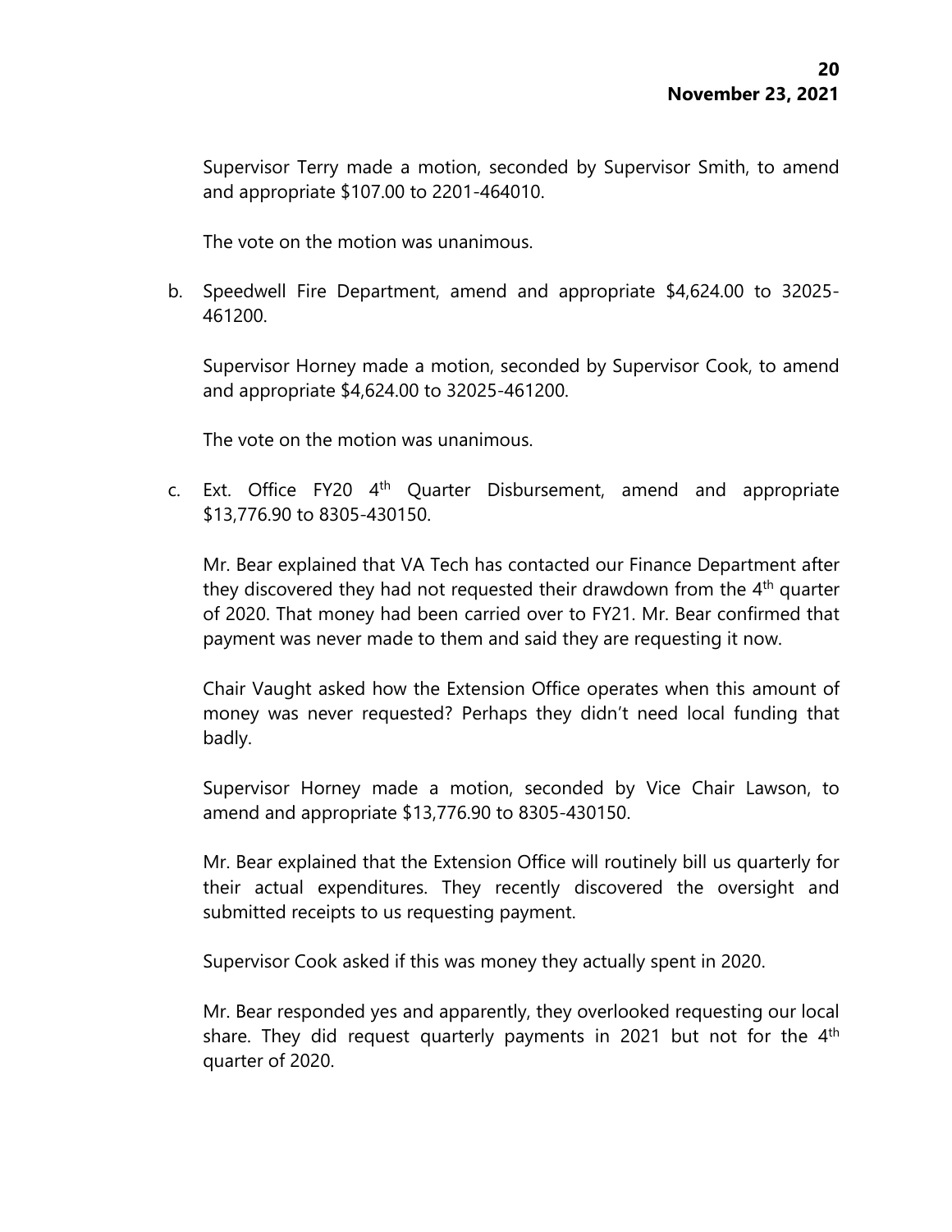Supervisor Terry made a motion, seconded by Supervisor Smith, to amend and appropriate $107.00 to 2201-464010.

The vote on the motion was unanimous.

b. Speedwell Fire Department, amend and appropriate $4,624.00 to 32025-461200.

   Supervisor Horney made a motion, seconded by Supervisor Cook, to amend and appropriate $4,624.00 to 32025-461200.

   The vote on the motion was unanimous.

c. Ext. Office FY20 4th Quarter Disbursement, amend and appropriate $13,776.90 to 8305-430150.

   Mr. Bear explained that VA Tech has contacted our Finance Department after they discovered they had not requested their drawdown from the 4th quarter of 2020. That money had been carried over to FY21. Mr. Bear confirmed that payment was never made to them and said they are requesting it now.

   Chair Vaught asked how the Extension Office operates when this amount of money was never requested? Perhaps they didn't need local funding that badly.

   Supervisor Horney made a motion, seconded by Vice Chair Lawson, to amend and appropriate $13,776.90 to 8305-430150.

   Mr. Bear explained that the Extension Office will routinely bill us quarterly for their actual expenditures. They recently discovered the oversight and submitted receipts to us requesting payment.

   Supervisor Cook asked if this was money they actually spent in 2020.

   Mr. Bear responded yes and apparently, they overlooked requesting our local share. They did request quarterly payments in 2021 but not for the 4th quarter of 2020.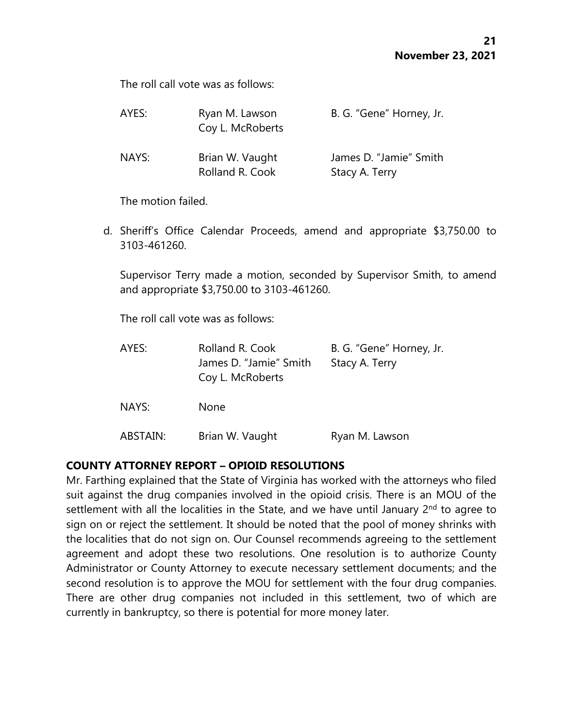The roll call vote was as follows:

| | | |
|---|---|---|
| AYES: | Ryan M. Lawson | B. G. "Gene" Horney, Jr. |
| | Coy L. McRoberts | |
| NAYS: | Brian W. Vaught | James D. "Jamie" Smith |
| | Rolland R. Cook | Stacy A. Terry |

The motion failed.

d. Sheriff's Office Calendar Proceeds, amend and appropriate $3,750.00 to 3103-461260.

   Supervisor Terry made a motion, seconded by Supervisor Smith, to amend and appropriate $3,750.00 to 3103-461260.

   The roll call vote was as follows:

| | | |
|---|---|---|
| AYES: | Rolland R. Cook | B. G. "Gene" Horney, Jr. |
| | James D. "Jamie" Smith | Stacy A. Terry |
| | Coy L. McRoberts | |
| NAYS: | None | |
| ABSTAIN: | Brian W. Vaught | Ryan M. Lawson |

**COUNTY ATTORNEY REPORT – OPIOID RESOLUTIONS**

Mr. Farthing explained that the State of Virginia has worked with the attorneys who filed suit against the drug companies involved in the opioid crisis. There is an MOU of the settlement with all the localities in the State, and we have until January 2nd to agree to sign on or reject the settlement. It should be noted that the pool of money shrinks with the localities that do not sign on. Our Counsel recommends agreeing to the settlement agreement and adopt these two resolutions. One resolution is to authorize County Administrator or County Attorney to execute necessary settlement documents; and the second resolution is to approve the MOU for settlement with the four drug companies. There are other drug companies not included in this settlement, two of which are currently in bankruptcy, so there is potential for more money later.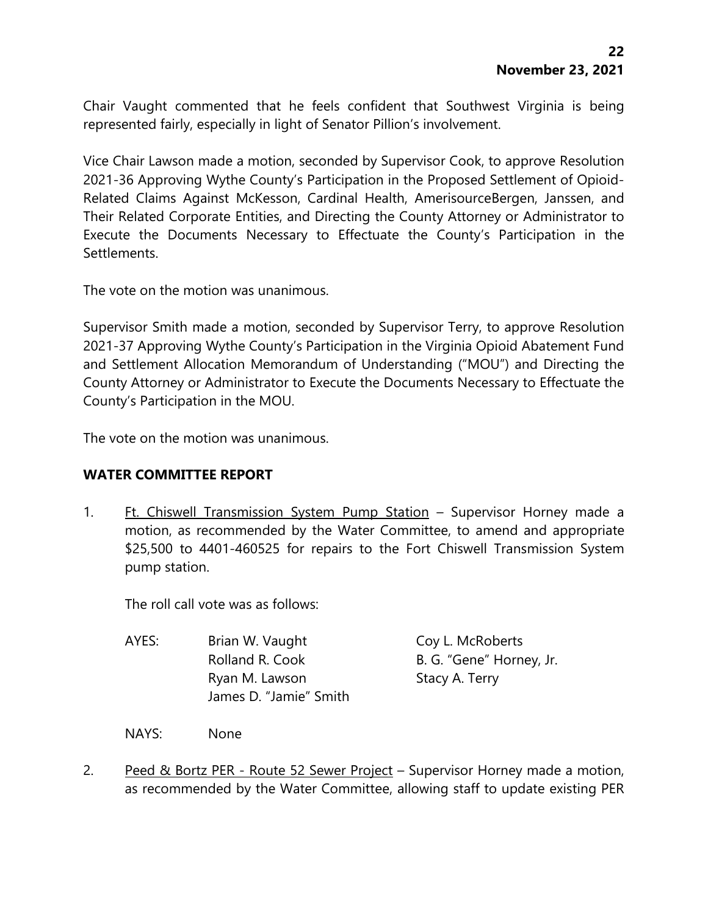Chair Vaught commented that he feels confident that Southwest Virginia is being represented fairly, especially in light of Senator Pillion's involvement.

Vice Chair Lawson made a motion, seconded by Supervisor Cook, to approve Resolution 2021-36 Approving Wythe County's Participation in the Proposed Settlement of Opioid-Related Claims Against McKesson, Cardinal Health, AmerisourceBergen, Janssen, and Their Related Corporate Entities, and Directing the County Attorney or Administrator to Execute the Documents Necessary to Effectuate the County's Participation in the Settlements.

The vote on the motion was unanimous.

Supervisor Smith made a motion, seconded by Supervisor Terry, to approve Resolution 2021-37 Approving Wythe County's Participation in the Virginia Opioid Abatement Fund and Settlement Allocation Memorandum of Understanding ("MOU") and Directing the County Attorney or Administrator to Execute the Documents Necessary to Effectuate the County's Participation in the MOU.

The vote on the motion was unanimous.

**WATER COMMITTEE REPORT**

1. Ft. Chiswell Transmission System Pump Station – Supervisor Horney made a motion, as recommended by the Water Committee, to amend and appropriate $25,500 to 4401-460525 for repairs to the Fort Chiswell Transmission System pump station.

   The roll call vote was as follows:

   AYES: Brian W. Vaught, Rolland R. Cook, Ryan M. Lawson, James D. "Jamie" Smith, Coy L. McRoberts, B. G. "Gene" Horney, Jr., Stacy A. Terry

   NAYS: None

2. Peed & Bortz PER - Route 52 Sewer Project – Supervisor Horney made a motion, as recommended by the Water Committee, allowing staff to update existing PER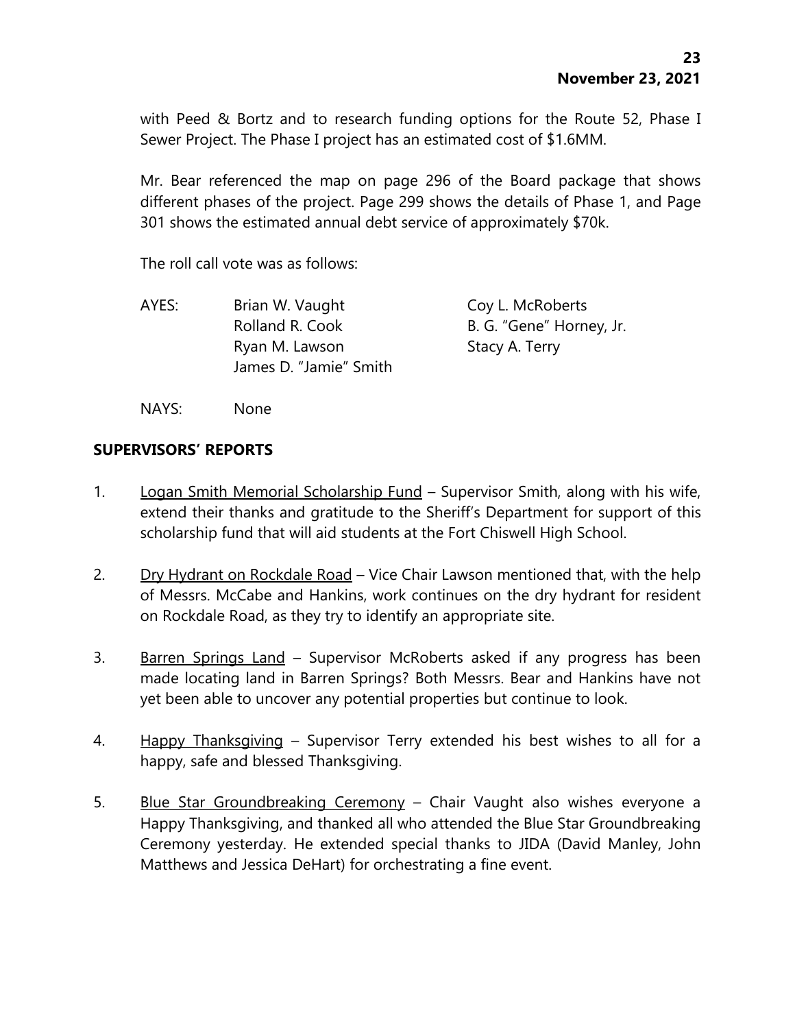with Peed & Bortz and to research funding options for the Route 52, Phase I Sewer Project. The Phase I project has an estimated cost of $1.6MM.

Mr. Bear referenced the map on page 296 of the Board package that shows different phases of the project. Page 299 shows the details of Phase 1, and Page 301 shows the estimated annual debt service of approximately $70k.

The roll call vote was as follows:

| AYES: | Brian W. Vaught | Coy L. McRoberts |
|---|---|---|
| | Rolland R. Cook | B. G. "Gene" Horney, Jr. |
| | Ryan M. Lawson | Stacy A. Terry |
| | James D. "Jamie" Smith | |

NAYS: None

## SUPERVISORS' REPORTS

1. Logan Smith Memorial Scholarship Fund – Supervisor Smith, along with his wife, extend their thanks and gratitude to the Sheriff's Department for support of this scholarship fund that will aid students at the Fort Chiswell High School.

2. Dry Hydrant on Rockdale Road – Vice Chair Lawson mentioned that, with the help of Messrs. McCabe and Hankins, work continues on the dry hydrant for resident on Rockdale Road, as they try to identify an appropriate site.

3. Barren Springs Land – Supervisor McRoberts asked if any progress has been made locating land in Barren Springs? Both Messrs. Bear and Hankins have not yet been able to uncover any potential properties but continue to look.

4. Happy Thanksgiving – Supervisor Terry extended his best wishes to all for a happy, safe and blessed Thanksgiving.

5. Blue Star Groundbreaking Ceremony – Chair Vaught also wishes everyone a Happy Thanksgiving, and thanked all who attended the Blue Star Groundbreaking Ceremony yesterday. He extended special thanks to JIDA (David Manley, John Matthews and Jessica DeHart) for orchestrating a fine event.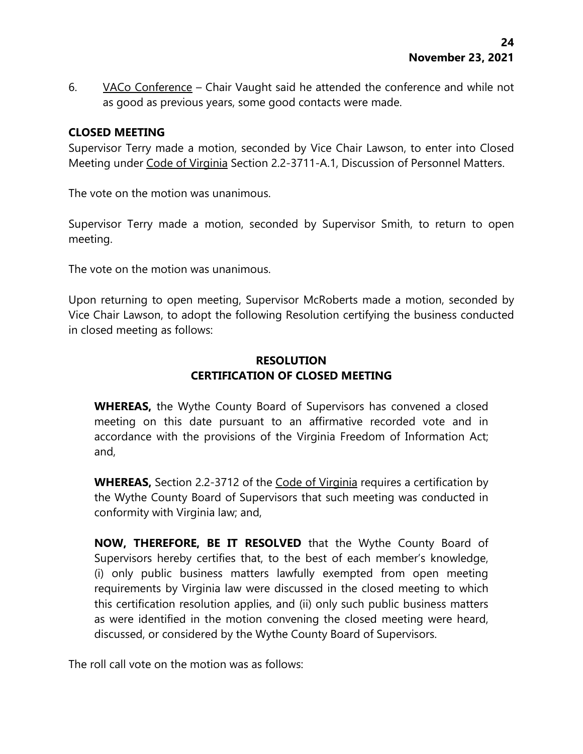6. VACo Conference – Chair Vaught said he attended the conference and while not as good as previous years, some good contacts were made.

**CLOSED MEETING**

Supervisor Terry made a motion, seconded by Vice Chair Lawson, to enter into Closed Meeting under Code of Virginia Section 2.2-3711-A.1, Discussion of Personnel Matters.

The vote on the motion was unanimous.

Supervisor Terry made a motion, seconded by Supervisor Smith, to return to open meeting.

The vote on the motion was unanimous.

Upon returning to open meeting, Supervisor McRoberts made a motion, seconded by Vice Chair Lawson, to adopt the following Resolution certifying the business conducted in closed meeting as follows:

**RESOLUTION**
**CERTIFICATION OF CLOSED MEETING**

**WHEREAS,** the Wythe County Board of Supervisors has convened a closed meeting on this date pursuant to an affirmative recorded vote and in accordance with the provisions of the Virginia Freedom of Information Act; and,

**WHEREAS,** Section 2.2-3712 of the Code of Virginia requires a certification by the Wythe County Board of Supervisors that such meeting was conducted in conformity with Virginia law; and,

**NOW, THEREFORE, BE IT RESOLVED** that the Wythe County Board of Supervisors hereby certifies that, to the best of each member's knowledge, (i) only public business matters lawfully exempted from open meeting requirements by Virginia law were discussed in the closed meeting to which this certification resolution applies, and (ii) only such public business matters as were identified in the motion convening the closed meeting were heard, discussed, or considered by the Wythe County Board of Supervisors.

The roll call vote on the motion was as follows: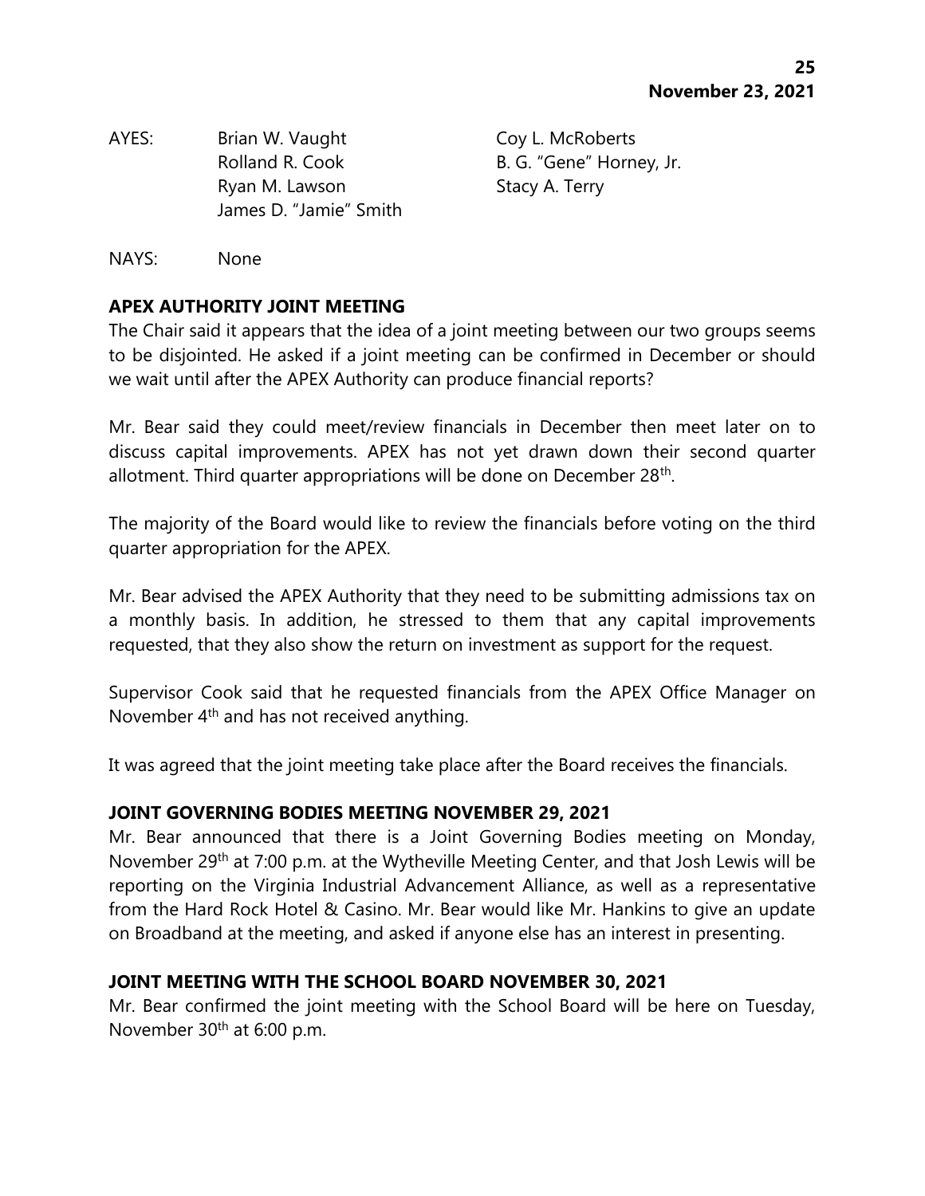AYES: Brian W. Vaught, Coy L. McRoberts, Rolland R. Cook, B. G. "Gene" Horney, Jr., Ryan M. Lawson, Stacy A. Terry, James D. "Jamie" Smith

NAYS: None

**APEX AUTHORITY JOINT MEETING**

The Chair said it appears that the idea of a joint meeting between our two groups seems to be disjointed. He asked if a joint meeting can be confirmed in December or should we wait until after the APEX Authority can produce financial reports?

Mr. Bear said they could meet/review financials in December then meet later on to discuss capital improvements. APEX has not yet drawn down their second quarter allotment. Third quarter appropriations will be done on December 28th.

The majority of the Board would like to review the financials before voting on the third quarter appropriation for the APEX.

Mr. Bear advised the APEX Authority that they need to be submitting admissions tax on a monthly basis. In addition, he stressed to them that any capital improvements requested, that they also show the return on investment as support for the request.

Supervisor Cook said that he requested financials from the APEX Office Manager on November 4th and has not received anything.

It was agreed that the joint meeting take place after the Board receives the financials.

**JOINT GOVERNING BODIES MEETING NOVEMBER 29, 2021**

Mr. Bear announced that there is a Joint Governing Bodies meeting on Monday, November 29th at 7:00 p.m. at the Wytheville Meeting Center, and that Josh Lewis will be reporting on the Virginia Industrial Advancement Alliance, as well as a representative from the Hard Rock Hotel & Casino. Mr. Bear would like Mr. Hankins to give an update on Broadband at the meeting, and asked if anyone else has an interest in presenting.

**JOINT MEETING WITH THE SCHOOL BOARD NOVEMBER 30, 2021**

Mr. Bear confirmed the joint meeting with the School Board will be here on Tuesday, November 30th at 6:00 p.m.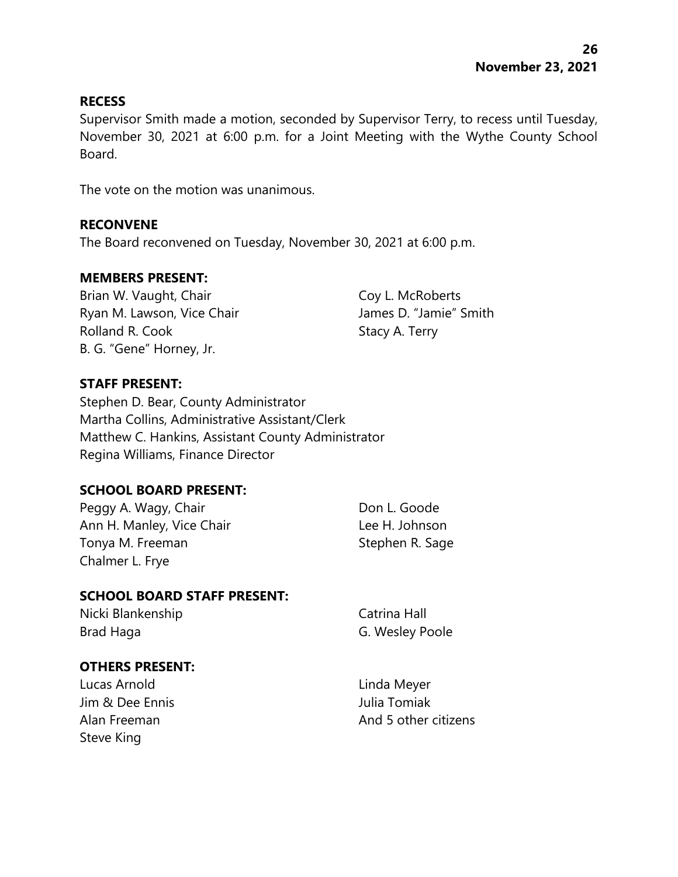**RECESS**

Supervisor Smith made a motion, seconded by Supervisor Terry, to recess until Tuesday, November 30, 2021 at 6:00 p.m. for a Joint Meeting with the Wythe County School Board.

The vote on the motion was unanimous.

**RECONVENE**

The Board reconvened on Tuesday, November 30, 2021 at 6:00 p.m.

**MEMBERS PRESENT:**

Brian W. Vaught, Chair
Ryan M. Lawson, Vice Chair
Rolland R. Cook
B. G. "Gene" Horney, Jr.
Coy L. McRoberts
James D. "Jamie" Smith
Stacy A. Terry

**STAFF PRESENT:**

Stephen D. Bear, County Administrator
Martha Collins, Administrative Assistant/Clerk
Matthew C. Hankins, Assistant County Administrator
Regina Williams, Finance Director

**SCHOOL BOARD PRESENT:**

Peggy A. Wagy, Chair
Ann H. Manley, Vice Chair
Tonya M. Freeman
Chalmer L. Frye
Don L. Goode
Lee H. Johnson
Stephen R. Sage

**SCHOOL BOARD STAFF PRESENT:**

Nicki Blankenship
Brad Haga
Catrina Hall
G. Wesley Poole

**OTHERS PRESENT:**

Lucas Arnold
Jim & Dee Ennis
Alan Freeman
Steve King
Linda Meyer
Julia Tomiak
And 5 other citizens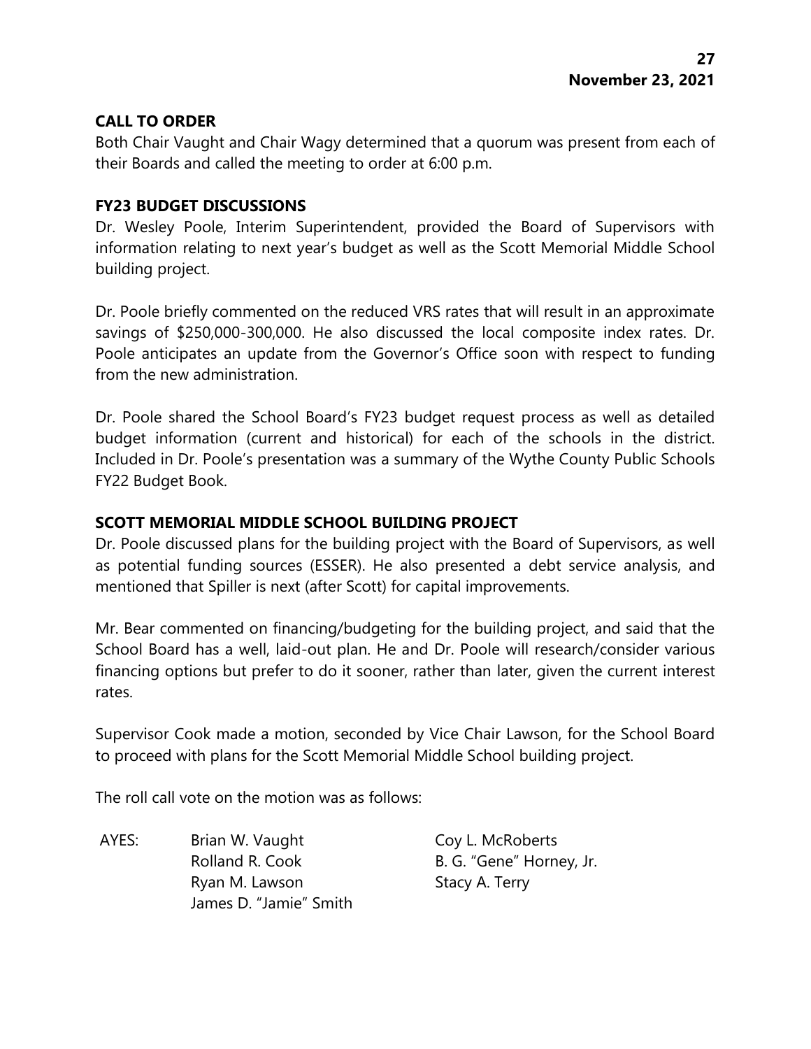## CALL TO ORDER

Both Chair Vaught and Chair Wagy determined that a quorum was present from each of their Boards and called the meeting to order at 6:00 p.m.

## FY23 BUDGET DISCUSSIONS

Dr. Wesley Poole, Interim Superintendent, provided the Board of Supervisors with information relating to next year's budget as well as the Scott Memorial Middle School building project.

Dr. Poole briefly commented on the reduced VRS rates that will result in an approximate savings of $250,000-300,000. He also discussed the local composite index rates. Dr. Poole anticipates an update from the Governor's Office soon with respect to funding from the new administration.

Dr. Poole shared the School Board's FY23 budget request process as well as detailed budget information (current and historical) for each of the schools in the district. Included in Dr. Poole's presentation was a summary of the Wythe County Public Schools FY22 Budget Book.

## SCOTT MEMORIAL MIDDLE SCHOOL BUILDING PROJECT

Dr. Poole discussed plans for the building project with the Board of Supervisors, as well as potential funding sources (ESSER). He also presented a debt service analysis, and mentioned that Spiller is next (after Scott) for capital improvements.

Mr. Bear commented on financing/budgeting for the building project, and said that the School Board has a well, laid-out plan. He and Dr. Poole will research/consider various financing options but prefer to do it sooner, rather than later, given the current interest rates.

Supervisor Cook made a motion, seconded by Vice Chair Lawson, for the School Board to proceed with plans for the Scott Memorial Middle School building project.

The roll call vote on the motion was as follows:

| | | |
|---|---|---|
| AYES: | Brian W. Vaught | Coy L. McRoberts |
| | Rolland R. Cook | B. G. "Gene" Horney, Jr. |
| | Ryan M. Lawson | Stacy A. Terry |
| | James D. "Jamie" Smith | |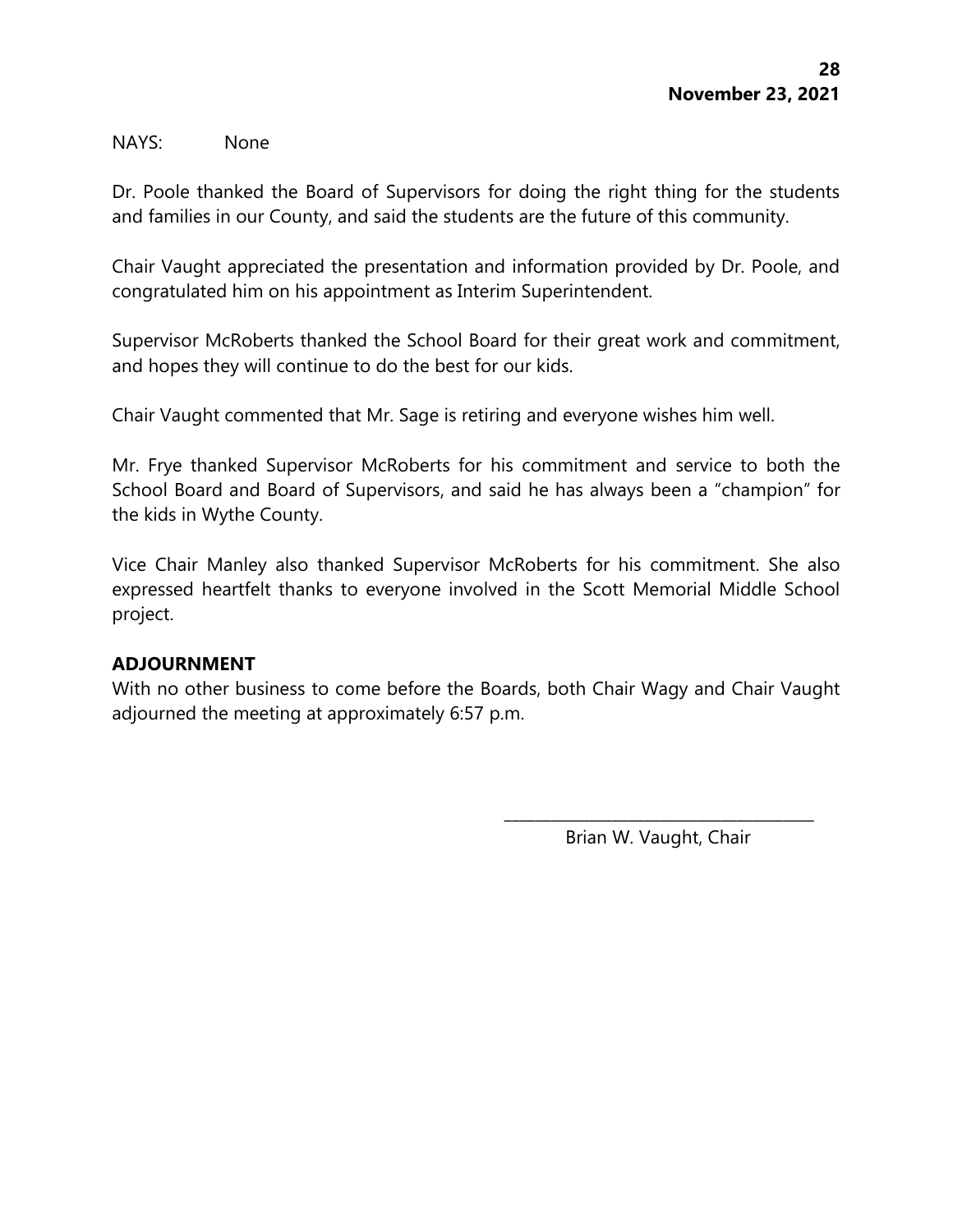NAYS: None

Dr. Poole thanked the Board of Supervisors for doing the right thing for the students and families in our County, and said the students are the future of this community.

Chair Vaught appreciated the presentation and information provided by Dr. Poole, and congratulated him on his appointment as Interim Superintendent.

Supervisor McRoberts thanked the School Board for their great work and commitment, and hopes they will continue to do the best for our kids.

Chair Vaught commented that Mr. Sage is retiring and everyone wishes him well.

Mr. Frye thanked Supervisor McRoberts for his commitment and service to both the School Board and Board of Supervisors, and said he has always been a "champion" for the kids in Wythe County.

Vice Chair Manley also thanked Supervisor McRoberts for his commitment. She also expressed heartfelt thanks to everyone involved in the Scott Memorial Middle School project.

**ADJOURNMENT**

With no other business to come before the Boards, both Chair Wagy and Chair Vaught adjourned the meeting at approximately 6:57 p.m.

\_\_\_\_\_\_\_\_\_\_\_\_\_\_\_\_\_\_\_\_\_\_\_\_\_\_\_\_\_\_\_\_\_\_\_\_\_\_

Brian W. Vaught, Chair